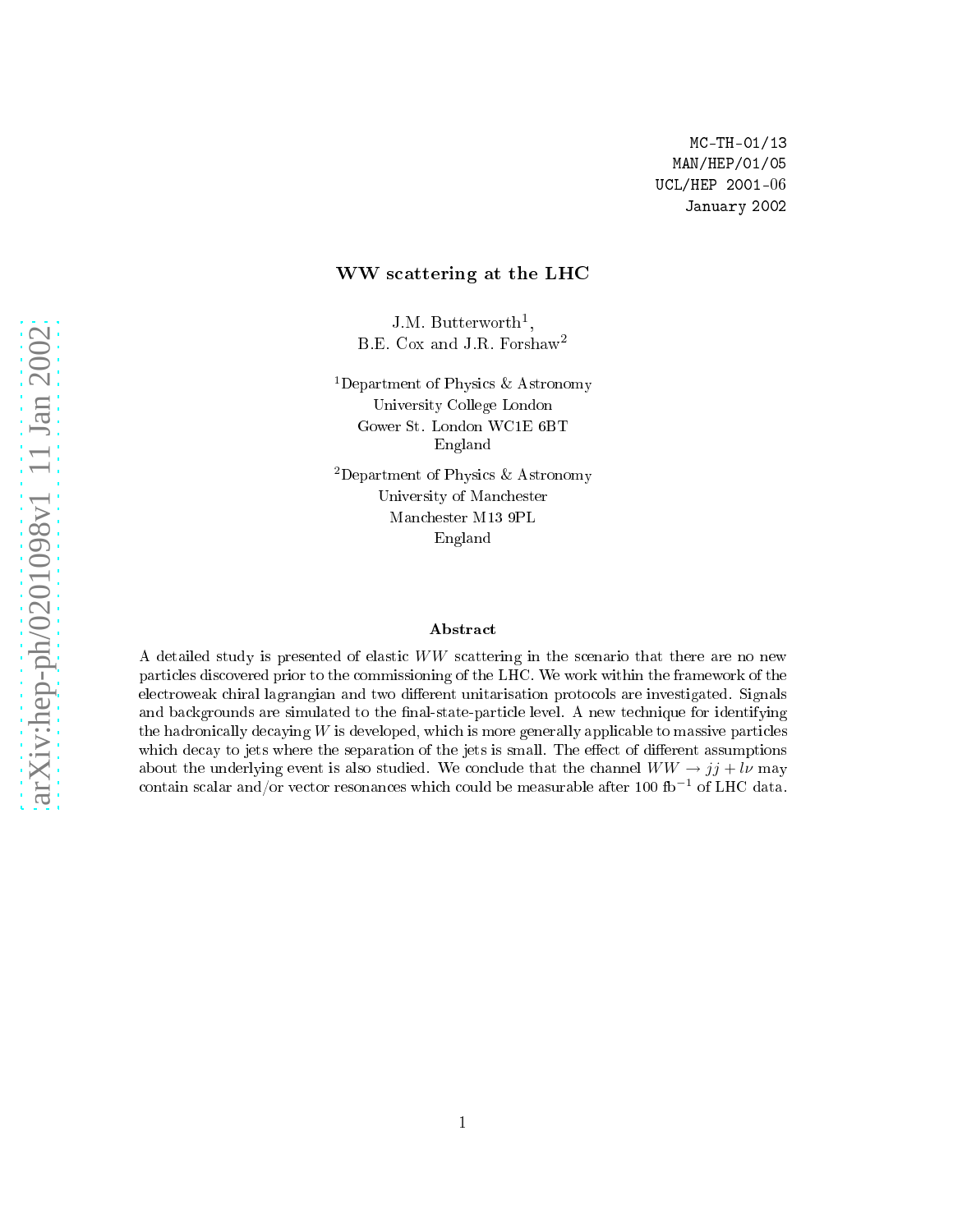MC-TH-01/13
MAN/HEP/01/05
UCL/HEP 2001-06
January 2002

# WW scattering at the LHC

J.M. Butterworth[1],
B.E. Cox and J.R. Forshaw[2]

[1]Department of Physics & Astronomy
University College London
Gower St. London WC1E 6BT
England

[2]Department of Physics & Astronomy
University of Manchester
Manchester M13 9PL
England

## Abstract

A detailed study is presented of elastic $WW$ scattering in the scenario that there are no new particles discovered prior to the commissioning of the LHC. We work within the framework of the electroweak chiral lagrangian and two different unitarisation protocols are investigated. Signals and backgrounds are simulated to the final-state-particle level. A new technique for identifying the hadronically decaying $W$ is developed, which is more generally applicable to massive particles which decay to jets where the separation of the jets is small. The effect of different assumptions about the underlying event is also studied. We conclude that the channel $WW \to jj + l\nu$ may contain scalar and/or vector resonances which could be measurable after 100 fb$^{-1}$ of LHC data.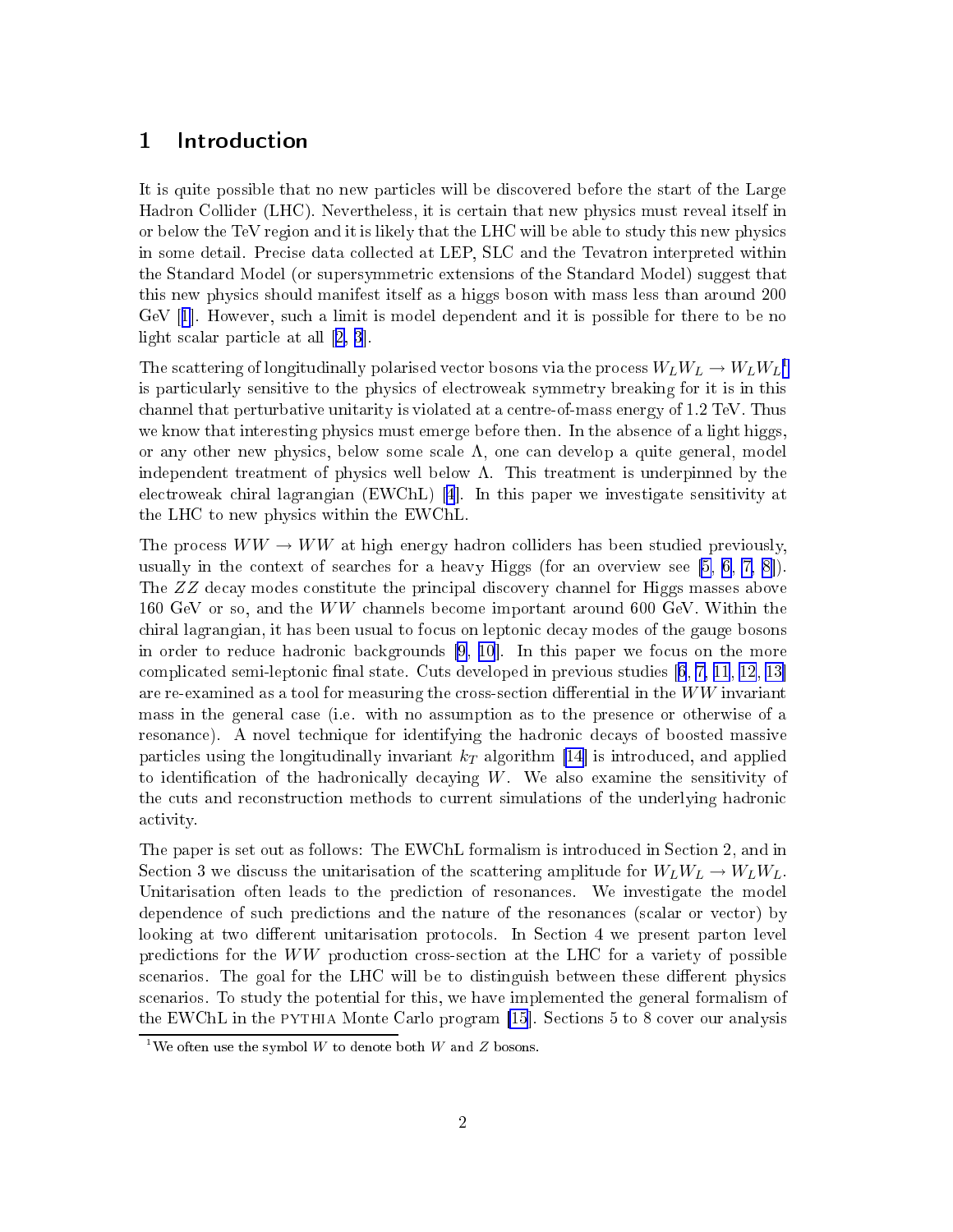# 1 Introduction

It is quite possible that no new particles will be discovered before the start of the Large Hadron Collider (LHC). Nevertheless, it is certain that new physics must reveal itself in or below the TeV region and it is likely that the LHC will be able to study this new physics in some detail. Precise data collected at LEP, SLC and the Tevatron interpreted within the Standard Model (or supersymmetric extensions of the Standard Model) suggest that this new physics should manifest itself as a higgs boson with mass less than around 200 GeV [1]. However, such a limit is model dependent and it is possible for there to be no light scalar particle at all [2, 3].

The scattering of longitudinally polarised vector bosons via the process $W_L W_L \to W_L W_L$[1] is particularly sensitive to the physics of electroweak symmetry breaking for it is in this channel that perturbative unitarity is violated at a centre-of-mass energy of 1.2 TeV. Thus we know that interesting physics must emerge before then. In the absence of a light higgs, or any other new physics, below some scale $\Lambda$, one can develop a quite general, model independent treatment of physics well below $\Lambda$. This treatment is underpinned by the electroweak chiral lagrangian (EWChL) [4]. In this paper we investigate sensitivity at the LHC to new physics within the EWChL.

The process $WW \to WW$ at high energy hadron colliders has been studied previously, usually in the context of searches for a heavy Higgs (for an overview see [5, 6, 7, 8]). The $ZZ$ decay modes constitute the principal discovery channel for Higgs masses above 160 GeV or so, and the $WW$ channels become important around 600 GeV. Within the chiral lagrangian, it has been usual to focus on leptonic decay modes of the gauge bosons in order to reduce hadronic backgrounds [9, 10]. In this paper we focus on the more complicated semi-leptonic final state. Cuts developed in previous studies [6, 7, 11, 12, 13] are re-examined as a tool for measuring the cross-section differential in the $WW$ invariant mass in the general case (i.e. with no assumption as to the presence or otherwise of a resonance). A novel technique for identifying the hadronic decays of boosted massive particles using the longitudinally invariant $k_T$ algorithm [14] is introduced, and applied to identification of the hadronically decaying $W$. We also examine the sensitivity of the cuts and reconstruction methods to current simulations of the underlying hadronic activity.

The paper is set out as follows: The EWChL formalism is introduced in Section 2, and in Section 3 we discuss the unitarisation of the scattering amplitude for $W_L W_L \to W_L W_L$. Unitarisation often leads to the prediction of resonances. We investigate the model dependence of such predictions and the nature of the resonances (scalar or vector) by looking at two different unitarisation protocols. In Section 4 we present parton level predictions for the $WW$ production cross-section at the LHC for a variety of possible scenarios. The goal for the LHC will be to distinguish between these different physics scenarios. To study the potential for this, we have implemented the general formalism of the EWChL in the PYTHIA Monte Carlo program [15]. Sections 5 to 8 cover our analysis

[1] We often use the symbol $W$ to denote both $W$ and $Z$ bosons.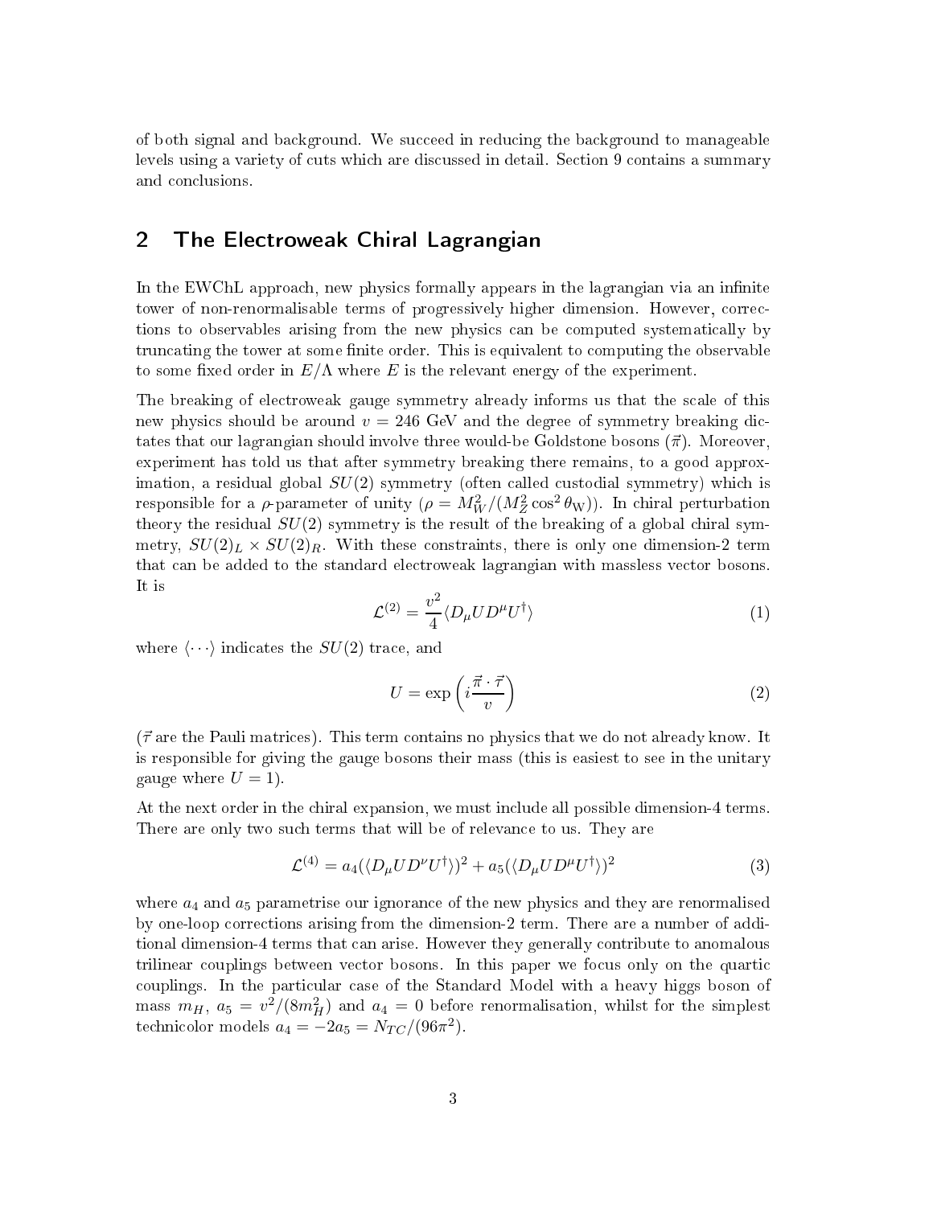of both signal and background. We succeed in reducing the background to manageable levels using a variety of cuts which are discussed in detail. Section 9 contains a summary and conclusions.

## 2 The Electroweak Chiral Lagrangian

In the EWChL approach, new physics formally appears in the lagrangian via an infinite tower of non-renormalisable terms of progressively higher dimension. However, corrections to observables arising from the new physics can be computed systematically by truncating the tower at some finite order. This is equivalent to computing the observable to some fixed order in $E/\Lambda$ where $E$ is the relevant energy of the experiment.

The breaking of electroweak gauge symmetry already informs us that the scale of this new physics should be around $v = 246$ GeV and the degree of symmetry breaking dictates that our lagrangian should involve three would-be Goldstone bosons ($\vec{\pi}$). Moreover, experiment has told us that after symmetry breaking there remains, to a good approximation, a residual global $SU(2)$ symmetry (often called custodial symmetry) which is responsible for a $\rho$-parameter of unity ($\rho = M_W^2/(M_Z^2 \cos^2\theta_{\mathrm{W}})$). In chiral perturbation theory the residual $SU(2)$ symmetry is the result of the breaking of a global chiral symmetry, $SU(2)_L \times SU(2)_R$. With these constraints, there is only one dimension-2 term that can be added to the standard electroweak lagrangian with massless vector bosons. It is

$$\mathcal{L}^{(2)} = \frac{v^2}{4}\langle D_\mu U D^\mu U^\dagger \rangle \tag{1}$$

where $\langle \cdots \rangle$ indicates the $SU(2)$ trace, and

$$U = \exp\left(i\frac{\vec{\pi}\cdot\vec{\tau}}{v}\right) \tag{2}$$

($\vec{\tau}$ are the Pauli matrices). This term contains no physics that we do not already know. It is responsible for giving the gauge bosons their mass (this is easiest to see in the unitary gauge where $U = 1$).

At the next order in the chiral expansion, we must include all possible dimension-4 terms. There are only two such terms that will be of relevance to us. They are

$$\mathcal{L}^{(4)} = a_4(\langle D_\mu U D^\nu U^\dagger \rangle)^2 + a_5(\langle D_\mu U D^\mu U^\dagger \rangle)^2 \tag{3}$$

where $a_4$ and $a_5$ parametrise our ignorance of the new physics and they are renormalised by one-loop corrections arising from the dimension-2 term. There are a number of additional dimension-4 terms that can arise. However they generally contribute to anomalous trilinear couplings between vector bosons. In this paper we focus only on the quartic couplings. In the particular case of the Standard Model with a heavy higgs boson of mass $m_H$, $a_5 = v^2/(8m_H^2)$ and $a_4 = 0$ before renormalisation, whilst for the simplest technicolor models $a_4 = -2a_5 = N_{TC}/(96\pi^2)$.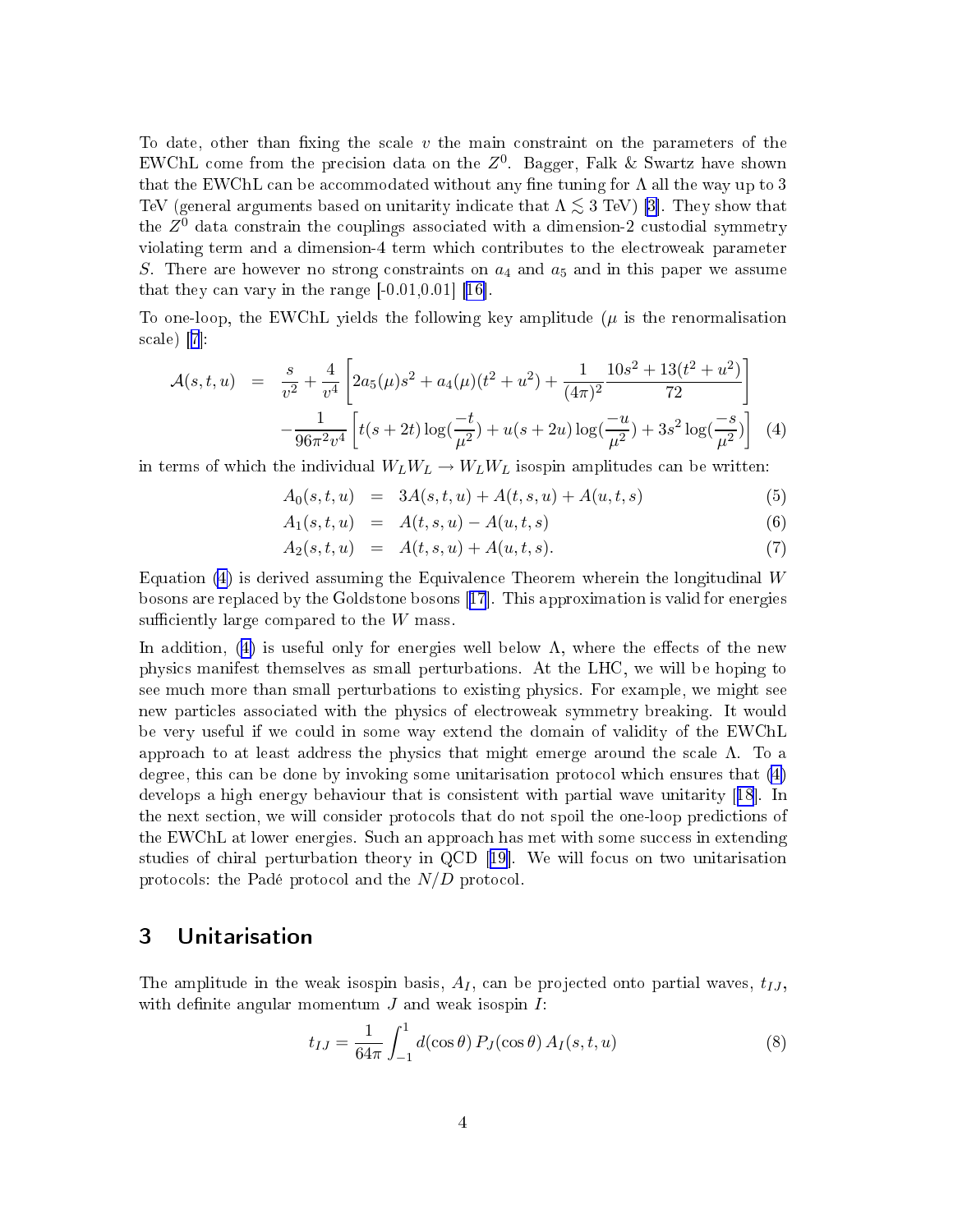To date, other than fixing the scale $v$ the main constraint on the parameters of the EWChL come from the precision data on the $Z^0$. Bagger, Falk & Swartz have shown that the EWChL can be accommodated without any fine tuning for $\Lambda$ all the way up to 3 TeV (general arguments based on unitarity indicate that $\Lambda \lesssim 3$ TeV) [3]. They show that the $Z^0$ data constrain the couplings associated with a dimension-2 custodial symmetry violating term and a dimension-4 term which contributes to the electroweak parameter $S$. There are however no strong constraints on $a_4$ and $a_5$ and in this paper we assume that they can vary in the range [-0.01,0.01] [16].

To one-loop, the EWChL yields the following key amplitude ($\mu$ is the renormalisation scale) [7]:

$$
\begin{aligned}
\mathcal{A}(s,t,u) &= \frac{s}{v^2} + \frac{4}{v^4}\left[2a_5(\mu)s^2 + a_4(\mu)(t^2+u^2) + \frac{1}{(4\pi)^2}\frac{10s^2+13(t^2+u^2)}{72}\right] \\
&\quad - \frac{1}{96\pi^2 v^4}\left[t(s+2t)\log(\frac{-t}{\mu^2}) + u(s+2u)\log(\frac{-u}{\mu^2}) + 3s^2\log(\frac{-s}{\mu^2})\right] \qquad (4)
\end{aligned}
$$

in terms of which the individual $W_L W_L \rightarrow W_L W_L$ isospin amplitudes can be written:

$$
A_0(s,t,u) = 3A(s,t,u) + A(t,s,u) + A(u,t,s) \qquad (5)
$$

$$
A_1(s,t,u) = A(t,s,u) - A(u,t,s) \qquad (6)
$$

$$
A_2(s,t,u) = A(t,s,u) + A(u,t,s). \qquad (7)
$$

Equation (4) is derived assuming the Equivalence Theorem wherein the longitudinal $W$ bosons are replaced by the Goldstone bosons [17]. This approximation is valid for energies sufficiently large compared to the $W$ mass.

In addition, (4) is useful only for energies well below $\Lambda$, where the effects of the new physics manifest themselves as small perturbations. At the LHC, we will be hoping to see much more than small perturbations to existing physics. For example, we might see new particles associated with the physics of electroweak symmetry breaking. It would be very useful if we could in some way extend the domain of validity of the EWChL approach to at least address the physics that might emerge around the scale $\Lambda$. To a degree, this can be done by invoking some unitarisation protocol which ensures that (4) develops a high energy behaviour that is consistent with partial wave unitarity [18]. In the next section, we will consider protocols that do not spoil the one-loop predictions of the EWChL at lower energies. Such an approach has met with some success in extending studies of chiral perturbation theory in QCD [19]. We will focus on two unitarisation protocols: the Padé protocol and the $N/D$ protocol.

## 3 Unitarisation

The amplitude in the weak isospin basis, $A_I$, can be projected onto partial waves, $t_{IJ}$, with definite angular momentum $J$ and weak isospin $I$:

$$
t_{IJ} = \frac{1}{64\pi}\int_{-1}^{1} d(\cos\theta)\, P_J(\cos\theta)\, A_I(s,t,u) \qquad (8)
$$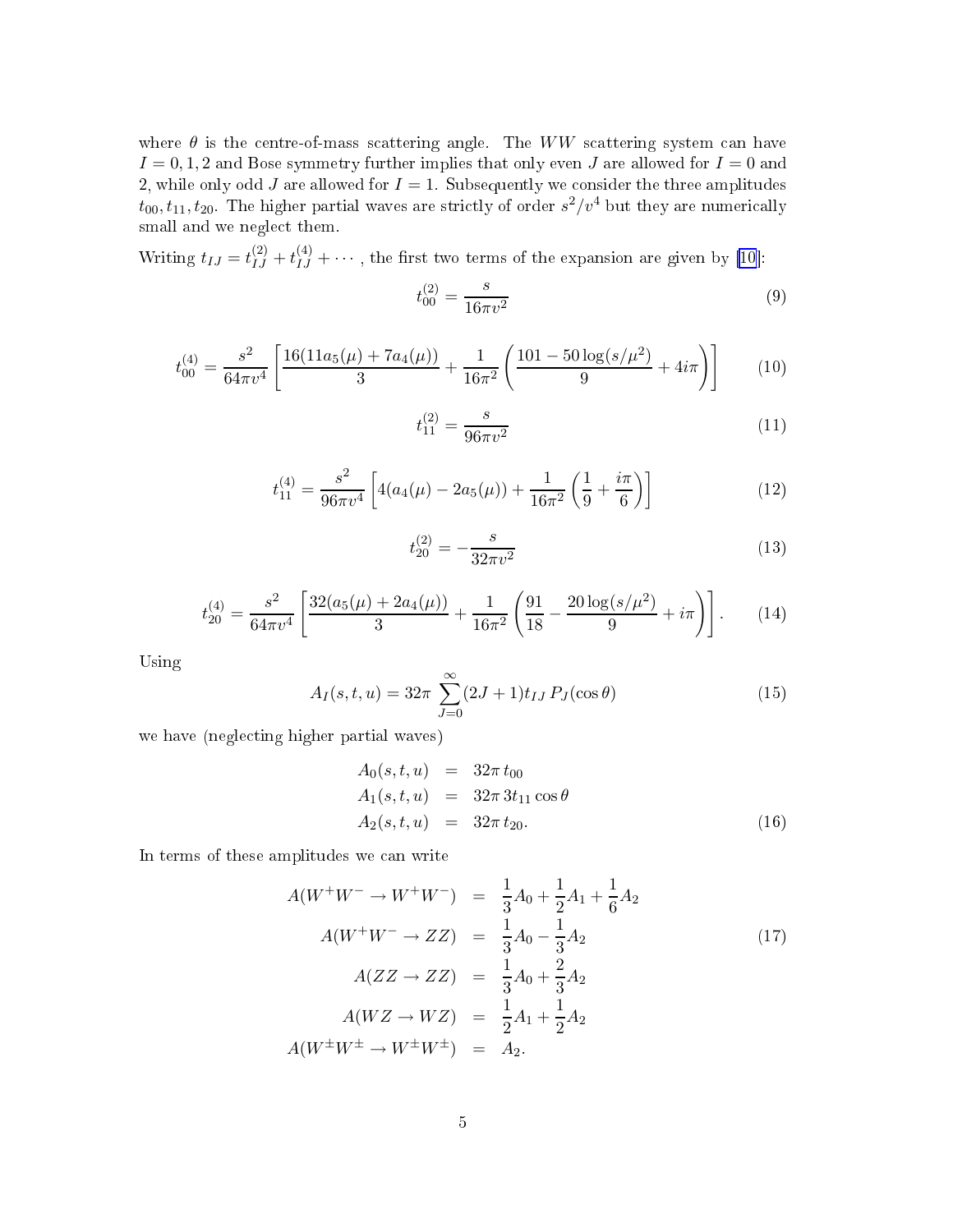where $\theta$ is the centre-of-mass scattering angle. The $WW$ scattering system can have $I = 0, 1, 2$ and Bose symmetry further implies that only even $J$ are allowed for $I = 0$ and 2, while only odd $J$ are allowed for $I = 1$. Subsequently we consider the three amplitudes $t_{00}, t_{11}, t_{20}$. The higher partial waves are strictly of order $s^2/v^4$ but they are numerically small and we neglect them.

Writing $t_{IJ} = t_{IJ}^{(2)} + t_{IJ}^{(4)} + \cdots$, the first two terms of the expansion are given by [10]:

$$t_{00}^{(2)} = \frac{s}{16\pi v^2} \tag{9}$$

$$t_{00}^{(4)} = \frac{s^2}{64\pi v^4}\left[\frac{16(11a_5(\mu) + 7a_4(\mu))}{3} + \frac{1}{16\pi^2}\left(\frac{101 - 50\log(s/\mu^2)}{9} + 4i\pi\right)\right] \tag{10}$$

$$t_{11}^{(2)} = \frac{s}{96\pi v^2} \tag{11}$$

$$t_{11}^{(4)} = \frac{s^2}{96\pi v^4}\left[4(a_4(\mu) - 2a_5(\mu)) + \frac{1}{16\pi^2}\left(\frac{1}{9} + \frac{i\pi}{6}\right)\right] \tag{12}$$

$$t_{20}^{(2)} = -\frac{s}{32\pi v^2} \tag{13}$$

$$t_{20}^{(4)} = \frac{s^2}{64\pi v^4}\left[\frac{32(a_5(\mu) + 2a_4(\mu))}{3} + \frac{1}{16\pi^2}\left(\frac{91}{18} - \frac{20\log(s/\mu^2)}{9} + i\pi\right)\right]. \tag{14}$$

Using

$$A_I(s,t,u) = 32\pi \sum_{J=0}^{\infty}(2J+1)t_{IJ}\, P_J(\cos\theta) \tag{15}$$

we have (neglecting higher partial waves)

$$\begin{aligned}
A_0(s,t,u) &= 32\pi\, t_{00} \\
A_1(s,t,u) &= 32\pi\, 3t_{11}\cos\theta \\
A_2(s,t,u) &= 32\pi\, t_{20}.
\end{aligned} \tag{16}$$

In terms of these amplitudes we can write

$$\begin{aligned}
A(W^+W^- \to W^+W^-) &= \frac{1}{3}A_0 + \frac{1}{2}A_1 + \frac{1}{6}A_2 \\
A(W^+W^- \to ZZ) &= \frac{1}{3}A_0 - \frac{1}{3}A_2 \\
A(ZZ \to ZZ) &= \frac{1}{3}A_0 + \frac{2}{3}A_2 \\
A(WZ \to WZ) &= \frac{1}{2}A_1 + \frac{1}{2}A_2 \\
A(W^\pm W^\pm \to W^\pm W^\pm) &= A_2.
\end{aligned} \tag{17}$$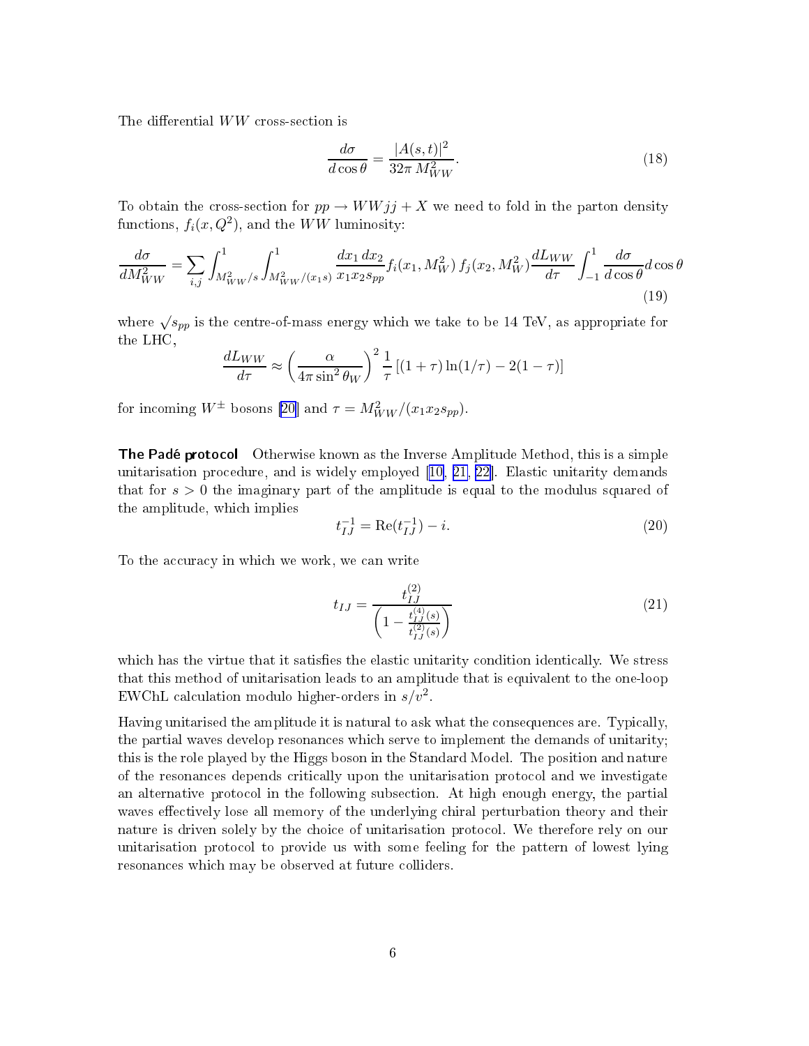The differential $WW$ cross-section is

$$\frac{d\sigma}{d\cos\theta} = \frac{|A(s,t)|^2}{32\pi\, M_{WW}^2}. \tag{18}$$

To obtain the cross-section for $pp \to WWjj + X$ we need to fold in the parton density functions, $f_i(x, Q^2)$, and the $WW$ luminosity:

$$\frac{d\sigma}{dM_{WW}^2} = \sum_{i,j} \int_{M_{WW}^2/s}^{1} \int_{M_{WW}^2/(x_1 s)}^{1} \frac{dx_1\, dx_2}{x_1 x_2 s_{pp}} f_i(x_1, M_W^2)\, f_j(x_2, M_W^2) \frac{dL_{WW}}{d\tau} \int_{-1}^{1} \frac{d\sigma}{d\cos\theta} d\cos\theta \tag{19}$$

where $\sqrt{s_{pp}}$ is the centre-of-mass energy which we take to be 14 TeV, as appropriate for the LHC,

$$\frac{dL_{WW}}{d\tau} \approx \left(\frac{\alpha}{4\pi \sin^2\theta_W}\right)^2 \frac{1}{\tau} \left[(1+\tau)\ln(1/\tau) - 2(1-\tau)\right]$$

for incoming $W^\pm$ bosons [20] and $\tau = M_{WW}^2/(x_1 x_2 s_{pp})$.

**The Padé protocol** Otherwise known as the Inverse Amplitude Method, this is a simple unitarisation procedure, and is widely employed [10, 21, 22]. Elastic unitarity demands that for $s > 0$ the imaginary part of the amplitude is equal to the modulus squared of the amplitude, which implies

$$t_{IJ}^{-1} = \mathrm{Re}(t_{IJ}^{-1}) - i. \tag{20}$$

To the accuracy in which we work, we can write

$$t_{IJ} = \frac{t_{IJ}^{(2)}}{\left(1 - \frac{t_{IJ}^{(4)}(s)}{t_{IJ}^{(2)}(s)}\right)} \tag{21}$$

which has the virtue that it satisfies the elastic unitarity condition identically. We stress that this method of unitarisation leads to an amplitude that is equivalent to the one-loop EWChL calculation modulo higher-orders in $s/v^2$.

Having unitarised the amplitude it is natural to ask what the consequences are. Typically, the partial waves develop resonances which serve to implement the demands of unitarity; this is the role played by the Higgs boson in the Standard Model. The position and nature of the resonances depends critically upon the unitarisation protocol and we investigate an alternative protocol in the following subsection. At high enough energy, the partial waves effectively lose all memory of the underlying chiral perturbation theory and their nature is driven solely by the choice of unitarisation protocol. We therefore rely on our unitarisation protocol to provide us with some feeling for the pattern of lowest lying resonances which may be observed at future colliders.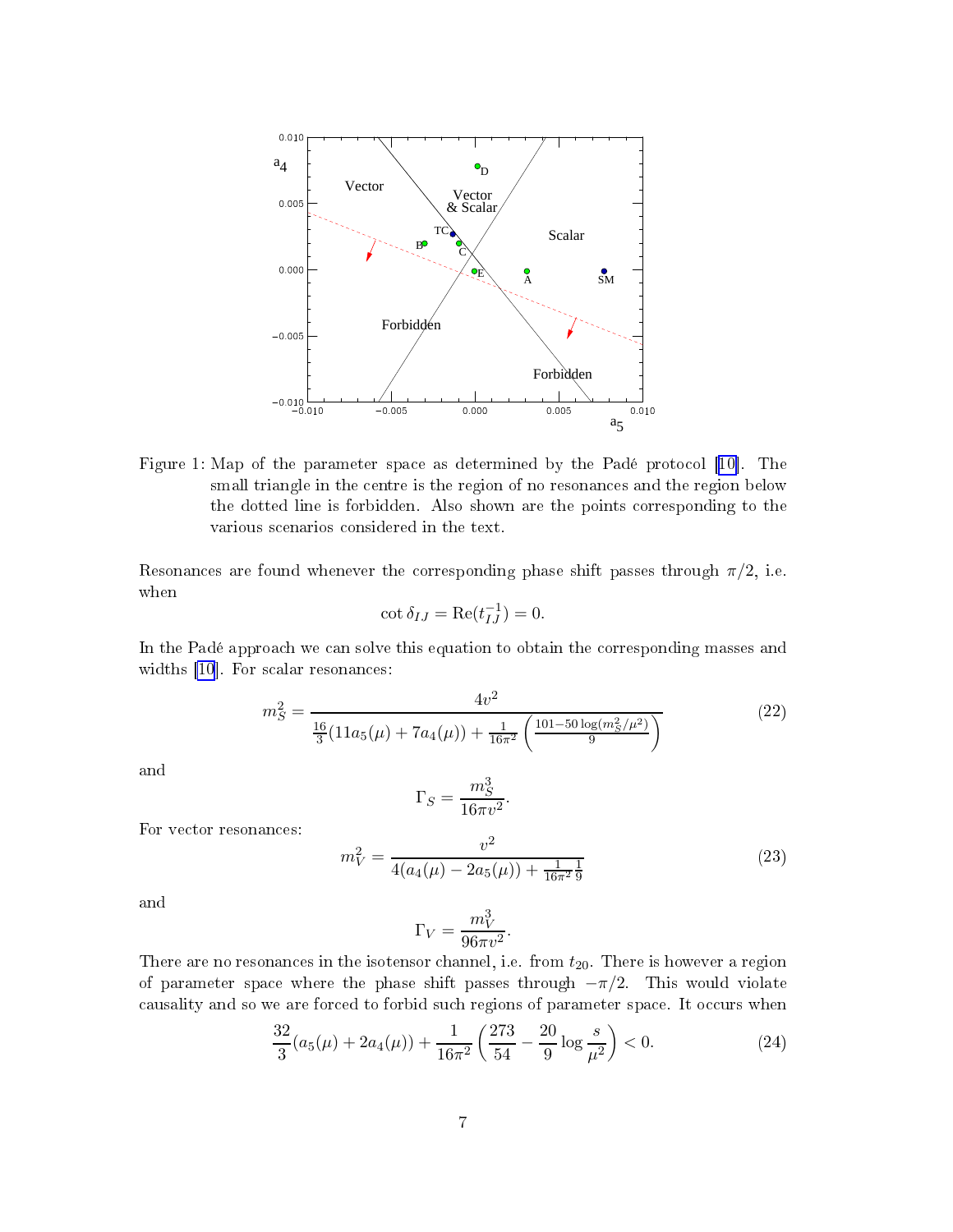Figure 1: Map of the parameter space as determined by the Padé protocol [10]. The small triangle in the centre is the region of no resonances and the region below the dotted line is forbidden. Also shown are the points corresponding to the various scenarios considered in the text.

Resonances are found whenever the corresponding phase shift passes through $\pi/2$, i.e. when

$$\cot\delta_{IJ} = \mathrm{Re}(t_{IJ}^{-1}) = 0.$$

In the Padé approach we can solve this equation to obtain the corresponding masses and widths [10]. For scalar resonances:

$$m_S^2 = \frac{4v^2}{\frac{16}{3}(11a_5(\mu) + 7a_4(\mu)) + \frac{1}{16\pi^2}\left(\frac{101 - 50\log(m_S^2/\mu^2)}{9}\right)} \tag{22}$$

and

$$\Gamma_S = \frac{m_S^3}{16\pi v^2}.$$

For vector resonances:

$$m_V^2 = \frac{v^2}{4(a_4(\mu) - 2a_5(\mu)) + \frac{1}{16\pi^2}\frac{1}{9}} \tag{23}$$

and

$$\Gamma_V = \frac{m_V^3}{96\pi v^2}.$$

There are no resonances in the isotensor channel, i.e. from $t_{20}$. There is however a region of parameter space where the phase shift passes through $-\pi/2$. This would violate causality and so we are forced to forbid such regions of parameter space. It occurs when

$$\frac{32}{3}(a_5(\mu) + 2a_4(\mu)) + \frac{1}{16\pi^2}\left(\frac{273}{54} - \frac{20}{9}\log\frac{s}{\mu^2}\right) < 0. \tag{24}$$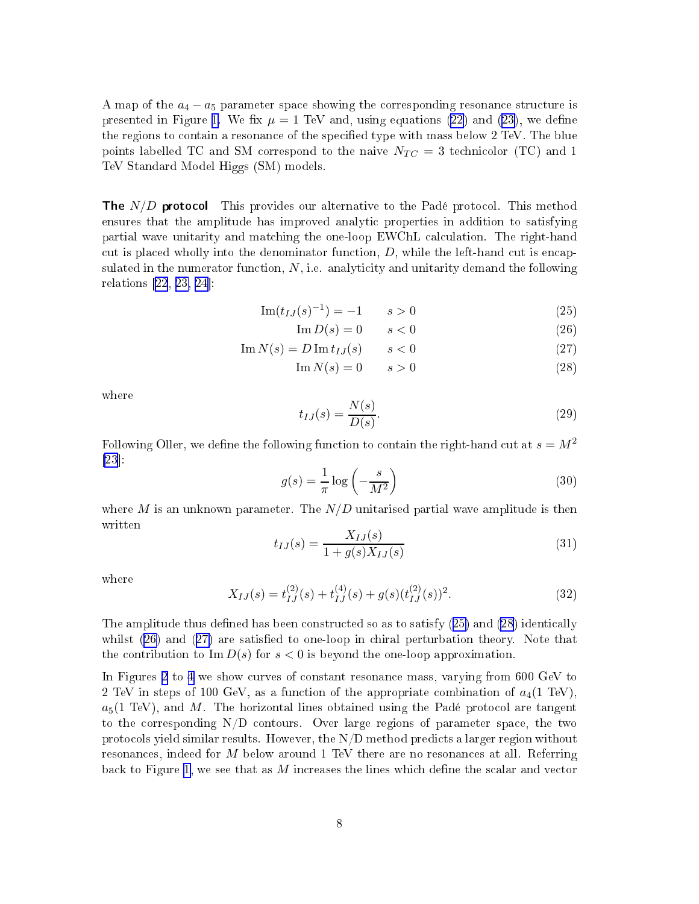A map of the $a_4 - a_5$ parameter space showing the corresponding resonance structure is presented in Figure 1. We fix $\mu = 1$ TeV and, using equations (22) and (23), we define the regions to contain a resonance of the specified type with mass below 2 TeV. The blue points labelled TC and SM correspond to the naive $N_{TC} = 3$ technicolor (TC) and 1 TeV Standard Model Higgs (SM) models.

**The $N/D$ protocol** This provides our alternative to the Padé protocol. This method ensures that the amplitude has improved analytic properties in addition to satisfying partial wave unitarity and matching the one-loop EWChL calculation. The right-hand cut is placed wholly into the denominator function, $D$, while the left-hand cut is encapsulated in the numerator function, $N$, i.e. analyticity and unitarity demand the following relations [22, 23, 24]:

$$\mathrm{Im}(t_{IJ}(s)^{-1}) = -1 \qquad s > 0 \tag{25}$$

$$\mathrm{Im}\, D(s) = 0 \qquad s < 0 \tag{26}$$

$$\mathrm{Im}\, N(s) = D\, \mathrm{Im}\, t_{IJ}(s) \qquad s < 0 \tag{27}$$

$$\mathrm{Im}\, N(s) = 0 \qquad s > 0 \tag{28}$$

where

$$t_{IJ}(s) = \frac{N(s)}{D(s)}. \tag{29}$$

Following Oller, we define the following function to contain the right-hand cut at $s = M^2$ [23]:

$$g(s) = \frac{1}{\pi} \log\left(-\frac{s}{M^2}\right) \tag{30}$$

where $M$ is an unknown parameter. The $N/D$ unitarised partial wave amplitude is then written

$$t_{IJ}(s) = \frac{X_{IJ}(s)}{1 + g(s) X_{IJ}(s)} \tag{31}$$

where

$$X_{IJ}(s) = t_{IJ}^{(2)}(s) + t_{IJ}^{(4)}(s) + g(s)(t_{IJ}^{(2)}(s))^2. \tag{32}$$

The amplitude thus defined has been constructed so as to satisfy (25) and (28) identically whilst (26) and (27) are satisfied to one-loop in chiral perturbation theory. Note that the contribution to $\mathrm{Im}\, D(s)$ for $s < 0$ is beyond the one-loop approximation.

In Figures 2 to 4 we show curves of constant resonance mass, varying from 600 GeV to 2 TeV in steps of 100 GeV, as a function of the appropriate combination of $a_4(1 \text{ TeV})$, $a_5(1 \text{ TeV})$, and $M$. The horizontal lines obtained using the Padé protocol are tangent to the corresponding N/D contours. Over large regions of parameter space, the two protocols yield similar results. However, the N/D method predicts a larger region without resonances, indeed for $M$ below around 1 TeV there are no resonances at all. Referring back to Figure 1, we see that as $M$ increases the lines which define the scalar and vector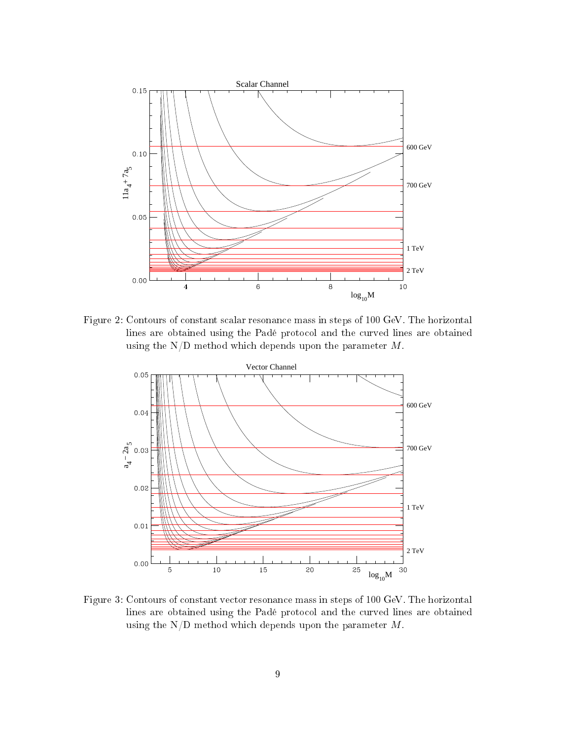Figure 2: Contours of constant scalar resonance mass in steps of 100 GeV. The horizontal lines are obtained using the Padé protocol and the curved lines are obtained using the N/D method which depends upon the parameter $M$.

Figure 3: Contours of constant vector resonance mass in steps of 100 GeV. The horizontal lines are obtained using the Padé protocol and the curved lines are obtained using the N/D method which depends upon the parameter $M$.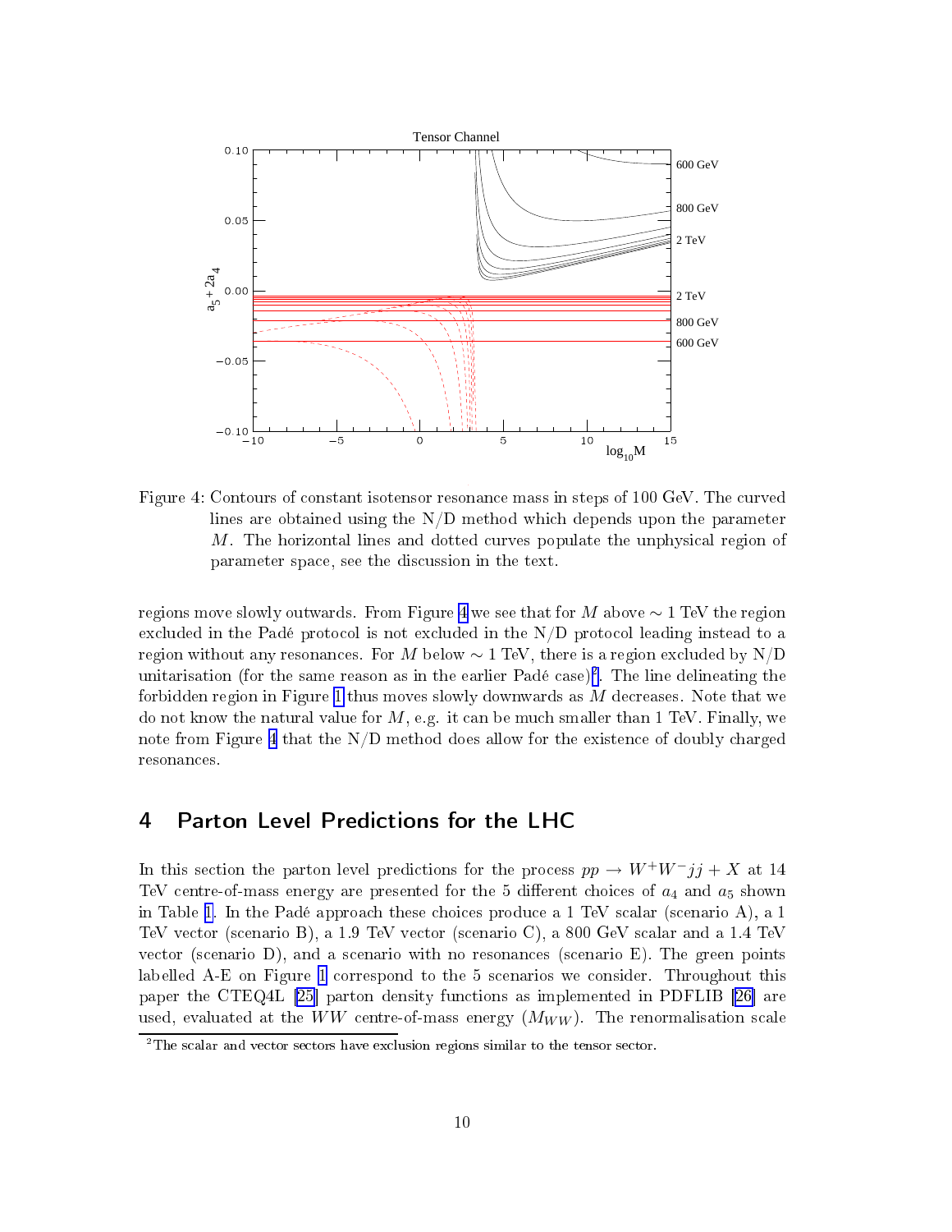Figure 4: Contours of constant isotensor resonance mass in steps of 100 GeV. The curved lines are obtained using the N/D method which depends upon the parameter $M$. The horizontal lines and dotted curves populate the unphysical region of parameter space, see the discussion in the text.

regions move slowly outwards. From Figure 4 we see that for $M$ above $\sim 1$ TeV the region excluded in the Padé protocol is not excluded in the N/D protocol leading instead to a region without any resonances. For $M$ below $\sim 1$ TeV, there is a region excluded by N/D unitarisation (for the same reason as in the earlier Padé case)[2]. The line delineating the forbidden region in Figure 1 thus moves slowly downwards as $M$ decreases. Note that we do not know the natural value for $M$, e.g. it can be much smaller than 1 TeV. Finally, we note from Figure 4 that the N/D method does allow for the existence of doubly charged resonances.

## 4 Parton Level Predictions for the LHC

In this section the parton level predictions for the process $pp \to W^+W^-jj + X$ at 14 TeV centre-of-mass energy are presented for the 5 different choices of $a_4$ and $a_5$ shown in Table 1. In the Padé approach these choices produce a 1 TeV scalar (scenario A), a 1 TeV vector (scenario B), a 1.9 TeV vector (scenario C), a 800 GeV scalar and a 1.4 TeV vector (scenario D), and a scenario with no resonances (scenario E). The green points labelled A-E on Figure 1 correspond to the 5 scenarios we consider. Throughout this paper the CTEQ4L [25] parton density functions as implemented in PDFLIB [26] are used, evaluated at the $WW$ centre-of-mass energy ($M_{WW}$). The renormalisation scale

[2] The scalar and vector sectors have exclusion regions similar to the tensor sector.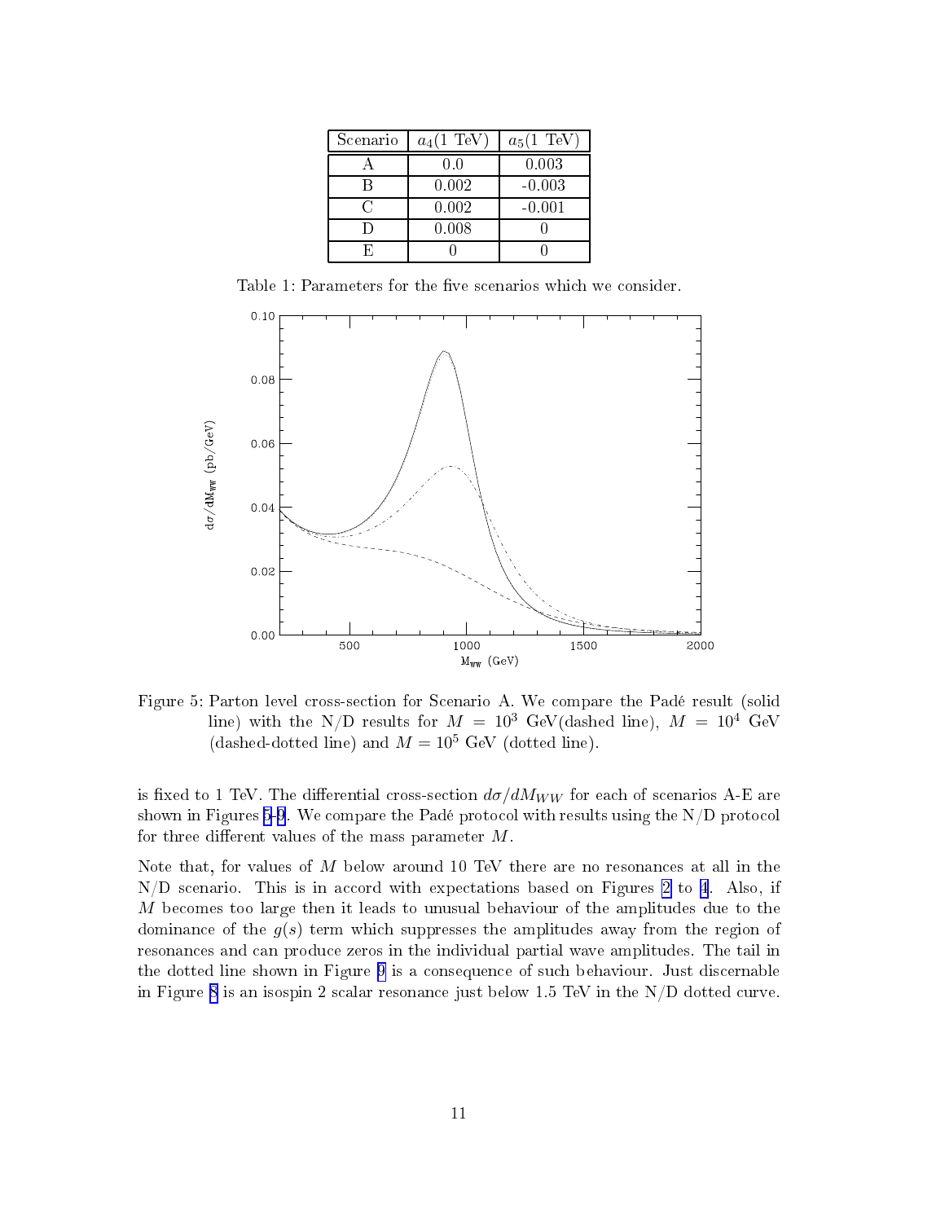| Scenario | $a_4$(1 TeV) | $a_5$(1 TeV) |
|---|---|---|
| A | 0.0 | 0.003 |
| B | 0.002 | -0.003 |
| C | 0.002 | -0.001 |
| D | 0.008 | 0 |
| E | 0 | 0 |

Table 1: Parameters for the five scenarios which we consider.

Figure 5: Parton level cross-section for Scenario A. We compare the Padé result (solid line) with the N/D results for $M = 10^3$ GeV(dashed line), $M = 10^4$ GeV (dashed-dotted line) and $M = 10^5$ GeV (dotted line).

is fixed to 1 TeV. The differential cross-section $d\sigma/dM_{WW}$ for each of scenarios A-E are shown in Figures 5-9. We compare the Padé protocol with results using the N/D protocol for three different values of the mass parameter $M$.

Note that, for values of $M$ below around 10 TeV there are no resonances at all in the N/D scenario. This is in accord with expectations based on Figures 2 to 4. Also, if $M$ becomes too large then it leads to unusual behaviour of the amplitudes due to the dominance of the $g(s)$ term which suppresses the amplitudes away from the region of resonances and can produce zeros in the individual partial wave amplitudes. The tail in the dotted line shown in Figure 9 is a consequence of such behaviour. Just discernable in Figure 8 is an isospin 2 scalar resonance just below 1.5 TeV in the N/D dotted curve.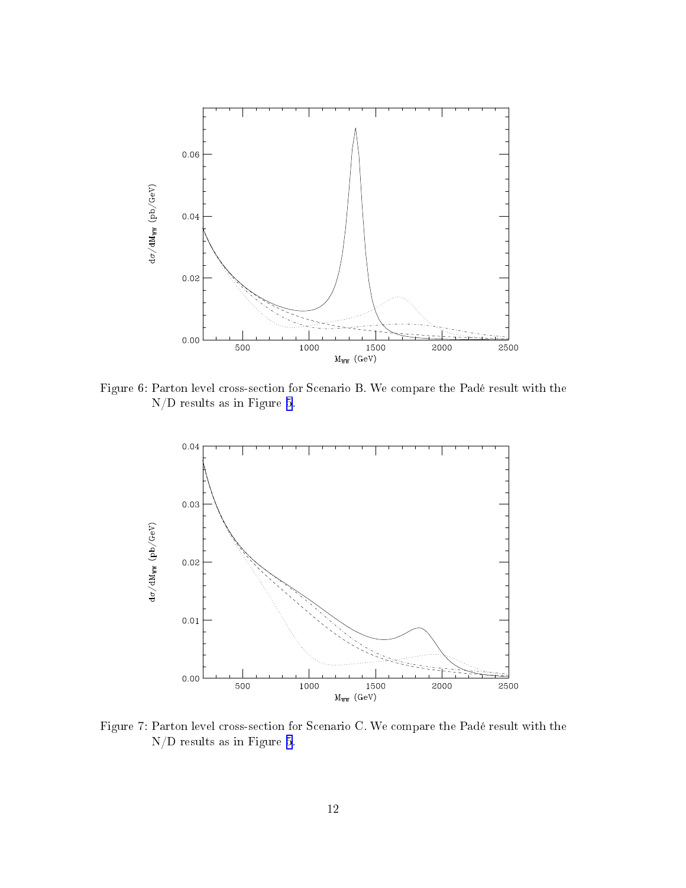Figure 6: Parton level cross-section for Scenario B. We compare the Padé result with the N/D results as in Figure 5.

Figure 7: Parton level cross-section for Scenario C. We compare the Padé result with the N/D results as in Figure 5.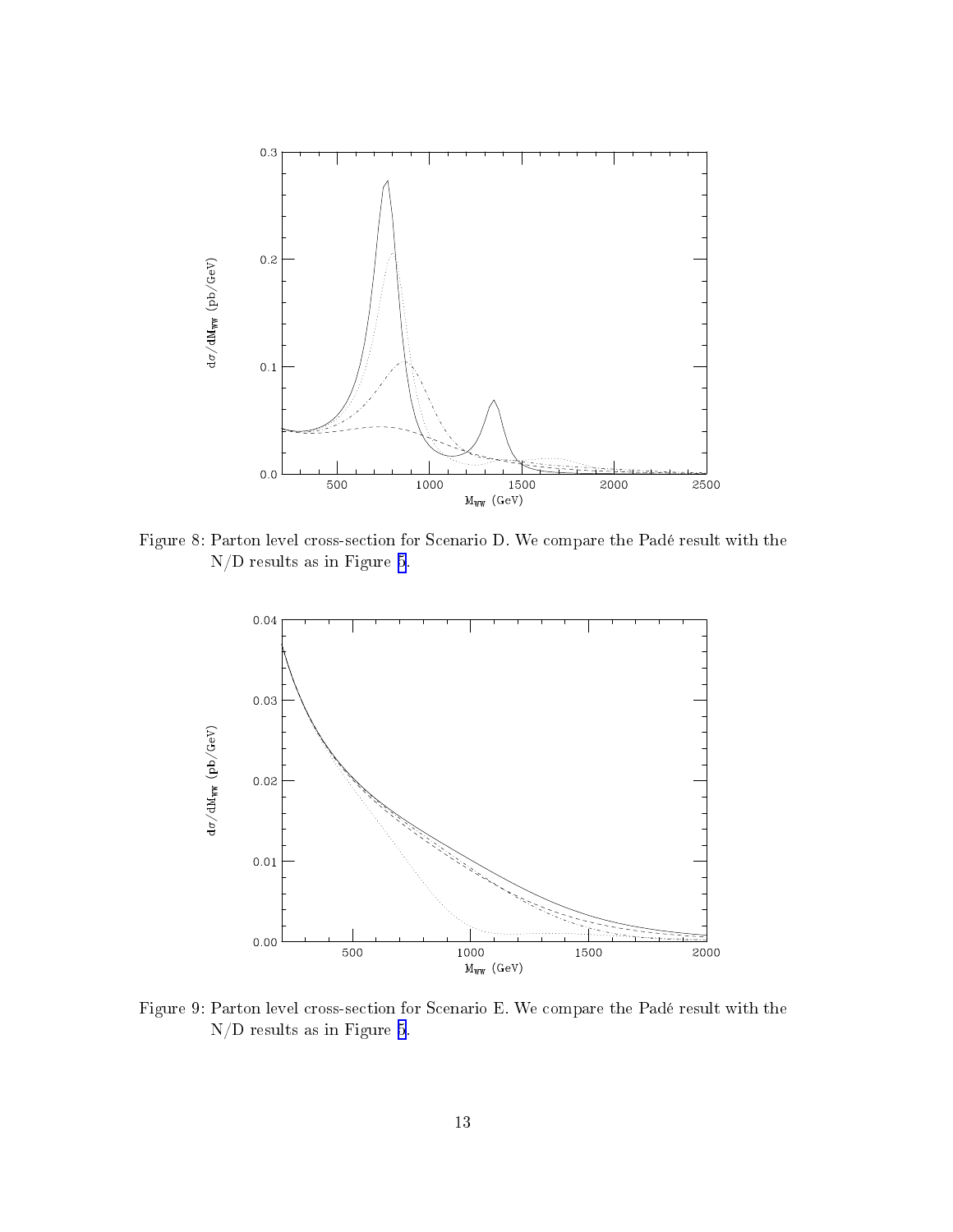Figure 8: Parton level cross-section for Scenario D. We compare the Padé result with the N/D results as in Figure 5.

Figure 9: Parton level cross-section for Scenario E. We compare the Padé result with the N/D results as in Figure 5.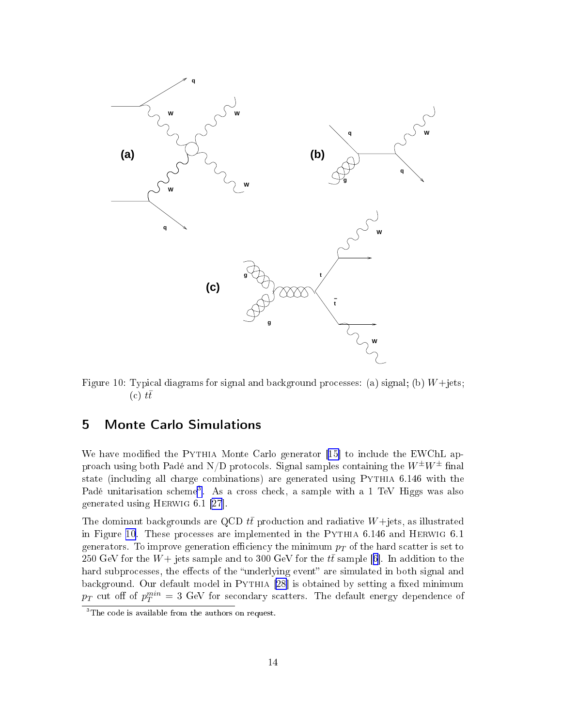Figure 10: Typical diagrams for signal and background processes: (a) signal; (b) $W$+jets; (c) $t\bar{t}$

## 5 Monte Carlo Simulations

We have modified the PYTHIA Monte Carlo generator [15] to include the EWChL approach using both Padé and N/D protocols. Signal samples containing the $W^{\pm}W^{\pm}$ final state (including all charge combinations) are generated using PYTHIA 6.146 with the Padé unitarisation scheme[3]. As a cross check, a sample with a 1 TeV Higgs was also generated using HERWIG 6.1 [27].

The dominant backgrounds are QCD $t\bar{t}$ production and radiative $W$+jets, as illustrated in Figure 10. These processes are implemented in the PYTHIA 6.146 and HERWIG 6.1 generators. To improve generation efficiency the minimum $p_T$ of the hard scatter is set to 250 GeV for the $W$+ jets sample and to 300 GeV for the $t\bar{t}$ sample [6]. In addition to the hard subprocesses, the effects of the "underlying event" are simulated in both signal and background. Our default model in PYTHIA [28] is obtained by setting a fixed minimum $p_T$ cut off of $p_T^{min} = 3$ GeV for secondary scatters. The default energy dependence of

[3] The code is available from the authors on request.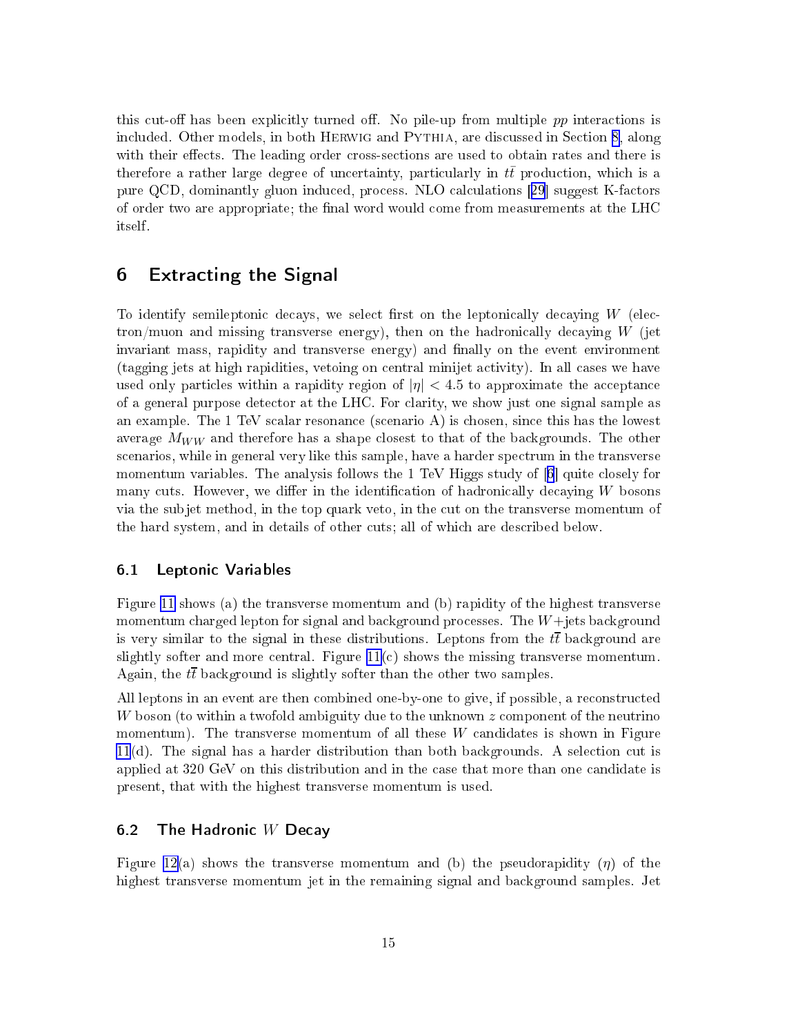this cut-off has been explicitly turned off. No pile-up from multiple $pp$ interactions is included. Other models, in both HERWIG and PYTHIA, are discussed in Section 8, along with their effects. The leading order cross-sections are used to obtain rates and there is therefore a rather large degree of uncertainty, particularly in $t\bar{t}$ production, which is a pure QCD, dominantly gluon induced, process. NLO calculations [29] suggest K-factors of order two are appropriate; the final word would come from measurements at the LHC itself.

## 6 Extracting the Signal

To identify semileptonic decays, we select first on the leptonically decaying $W$ (electron/muon and missing transverse energy), then on the hadronically decaying $W$ (jet invariant mass, rapidity and transverse energy) and finally on the event environment (tagging jets at high rapidities, vetoing on central minijet activity). In all cases we have used only particles within a rapidity region of $|\eta| < 4.5$ to approximate the acceptance of a general purpose detector at the LHC. For clarity, we show just one signal sample as an example. The 1 TeV scalar resonance (scenario A) is chosen, since this has the lowest average $M_{WW}$ and therefore has a shape closest to that of the backgrounds. The other scenarios, while in general very like this sample, have a harder spectrum in the transverse momentum variables. The analysis follows the 1 TeV Higgs study of [6] quite closely for many cuts. However, we differ in the identification of hadronically decaying $W$ bosons via the subjet method, in the top quark veto, in the cut on the transverse momentum of the hard system, and in details of other cuts; all of which are described below.

### 6.1 Leptonic Variables

Figure 11 shows (a) the transverse momentum and (b) rapidity of the highest transverse momentum charged lepton for signal and background processes. The $W$+jets background is very similar to the signal in these distributions. Leptons from the $t\bar{t}$ background are slightly softer and more central. Figure 11(c) shows the missing transverse momentum. Again, the $t\bar{t}$ background is slightly softer than the other two samples.

All leptons in an event are then combined one-by-one to give, if possible, a reconstructed $W$ boson (to within a twofold ambiguity due to the unknown $z$ component of the neutrino momentum). The transverse momentum of all these $W$ candidates is shown in Figure 11(d). The signal has a harder distribution than both backgrounds. A selection cut is applied at 320 GeV on this distribution and in the case that more than one candidate is present, that with the highest transverse momentum is used.

### 6.2 The Hadronic $W$ Decay

Figure 12(a) shows the transverse momentum and (b) the pseudorapidity ($\eta$) of the highest transverse momentum jet in the remaining signal and background samples. Jet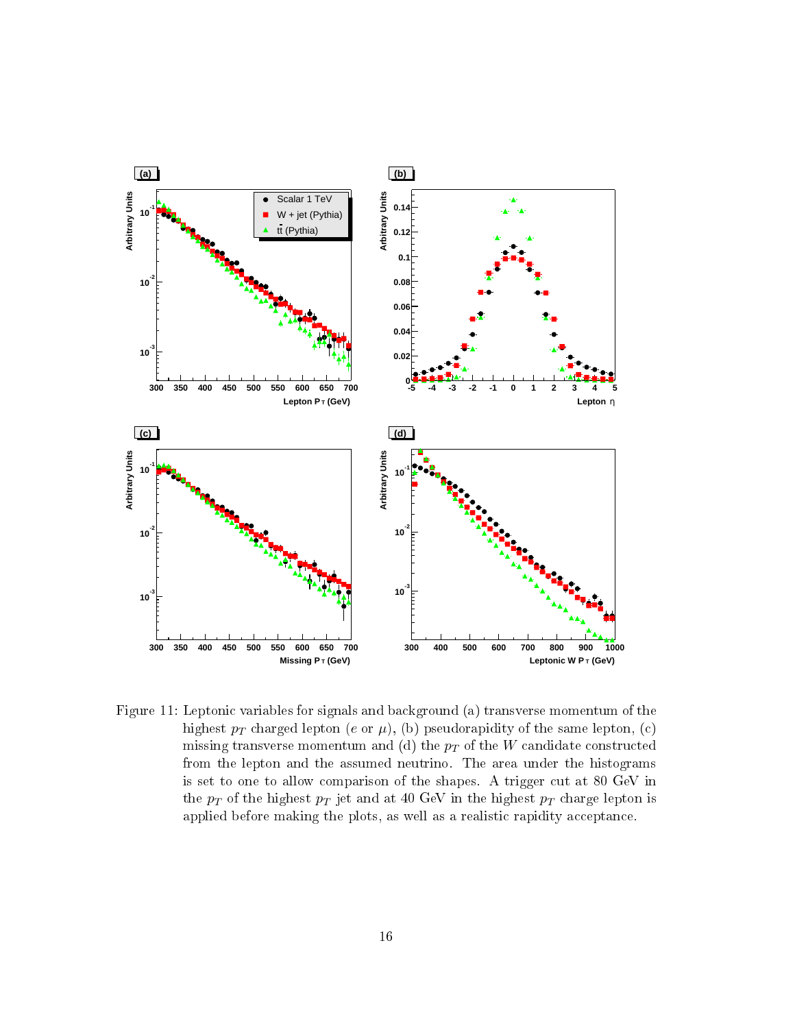Figure 11: Leptonic variables for signals and background (a) transverse momentum of the highest $p_T$ charged lepton ($e$ or $\mu$), (b) pseudorapidity of the same lepton, (c) missing transverse momentum and (d) the $p_T$ of the $W$ candidate constructed from the lepton and the assumed neutrino. The area under the histograms is set to one to allow comparison of the shapes. A trigger cut at 80 GeV in the $p_T$ of the highest $p_T$ jet and at 40 GeV in the highest $p_T$ charge lepton is applied before making the plots, as well as a realistic rapidity acceptance.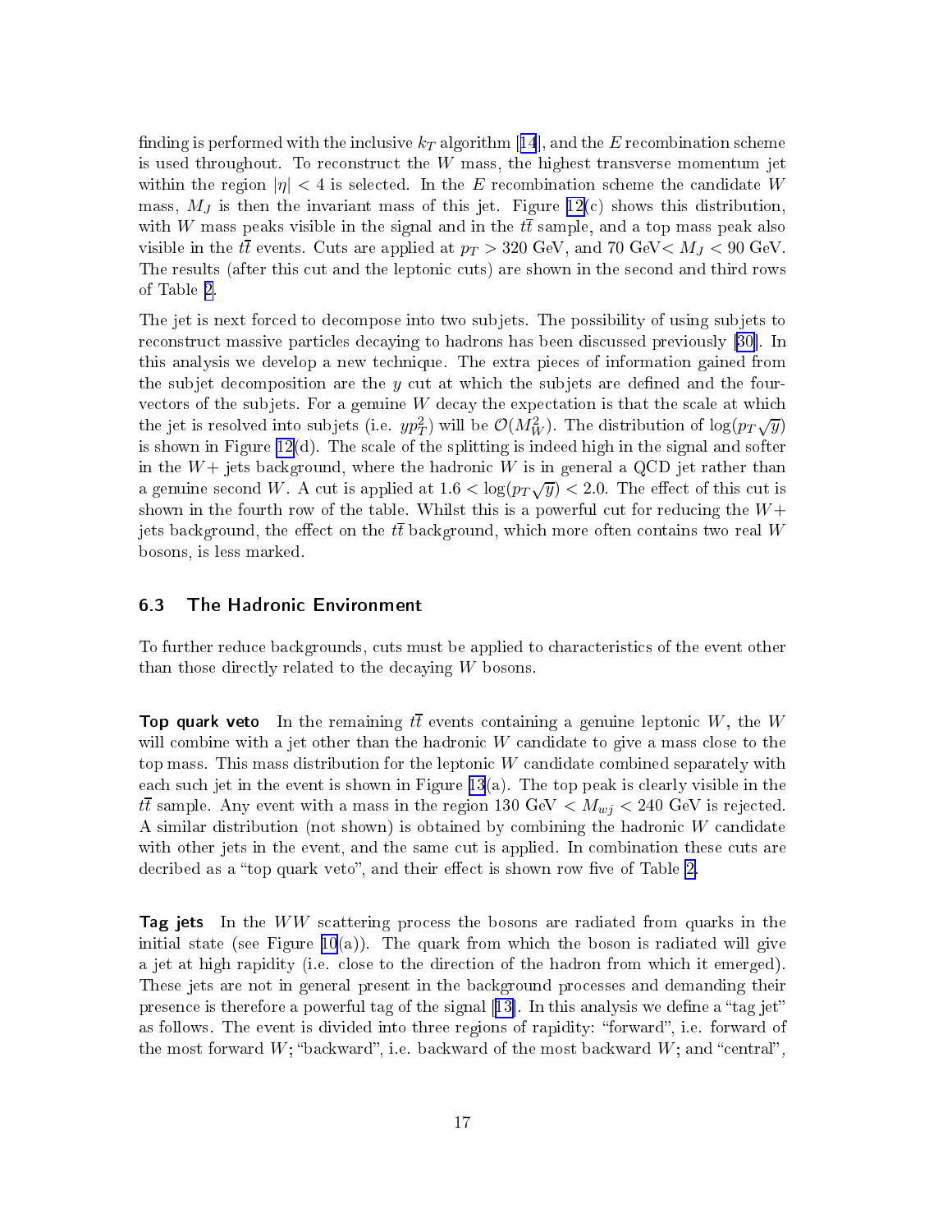finding is performed with the inclusive $k_T$ algorithm [14], and the $E$ recombination scheme is used throughout. To reconstruct the $W$ mass, the highest transverse momentum jet within the region $|\eta| < 4$ is selected. In the $E$ recombination scheme the candidate $W$ mass, $M_J$ is then the invariant mass of this jet. Figure 12(c) shows this distribution, with $W$ mass peaks visible in the signal and in the $t\bar{t}$ sample, and a top mass peak also visible in the $t\bar{t}$ events. Cuts are applied at $p_T > 320$ GeV, and 70 GeV$< M_J < 90$ GeV. The results (after this cut and the leptonic cuts) are shown in the second and third rows of Table 2.

The jet is next forced to decompose into two subjets. The possibility of using subjets to reconstruct massive particles decaying to hadrons has been discussed previously [30]. In this analysis we develop a new technique. The extra pieces of information gained from the subjet decomposition are the $y$ cut at which the subjets are defined and the four-vectors of the subjets. For a genuine $W$ decay the expectation is that the scale at which the jet is resolved into subjets (i.e. $yp_T^2$) will be $\mathcal{O}(M_W^2)$. The distribution of $\log(p_T\sqrt{y})$ is shown in Figure 12(d). The scale of the splitting is indeed high in the signal and softer in the $W+$ jets background, where the hadronic $W$ is in general a QCD jet rather than a genuine second $W$. A cut is applied at $1.6 < \log(p_T\sqrt{y}) < 2.0$. The effect of this cut is shown in the fourth row of the table. Whilst this is a powerful cut for reducing the $W+$ jets background, the effect on the $t\bar{t}$ background, which more often contains two real $W$ bosons, is less marked.

### 6.3 The Hadronic Environment

To further reduce backgrounds, cuts must be applied to characteristics of the event other than those directly related to the decaying $W$ bosons.

**Top quark veto** In the remaining $t\bar{t}$ events containing a genuine leptonic $W$, the $W$ will combine with a jet other than the hadronic $W$ candidate to give a mass close to the top mass. This mass distribution for the leptonic $W$ candidate combined separately with each such jet in the event is shown in Figure 13(a). The top peak is clearly visible in the $t\bar{t}$ sample. Any event with a mass in the region 130 GeV $< M_{wj} <$ 240 GeV is rejected. A similar distribution (not shown) is obtained by combining the hadronic $W$ candidate with other jets in the event, and the same cut is applied. In combination these cuts are decribed as a "top quark veto", and their effect is shown row five of Table 2.

**Tag jets** In the $WW$ scattering process the bosons are radiated from quarks in the initial state (see Figure 10(a)). The quark from which the boson is radiated will give a jet at high rapidity (i.e. close to the direction of the hadron from which it emerged). These jets are not in general present in the background processes and demanding their presence is therefore a powerful tag of the signal [13]. In this analysis we define a "tag jet" as follows. The event is divided into three regions of rapidity: "forward", i.e. forward of the most forward $W$; "backward", i.e. backward of the most backward $W$; and "central",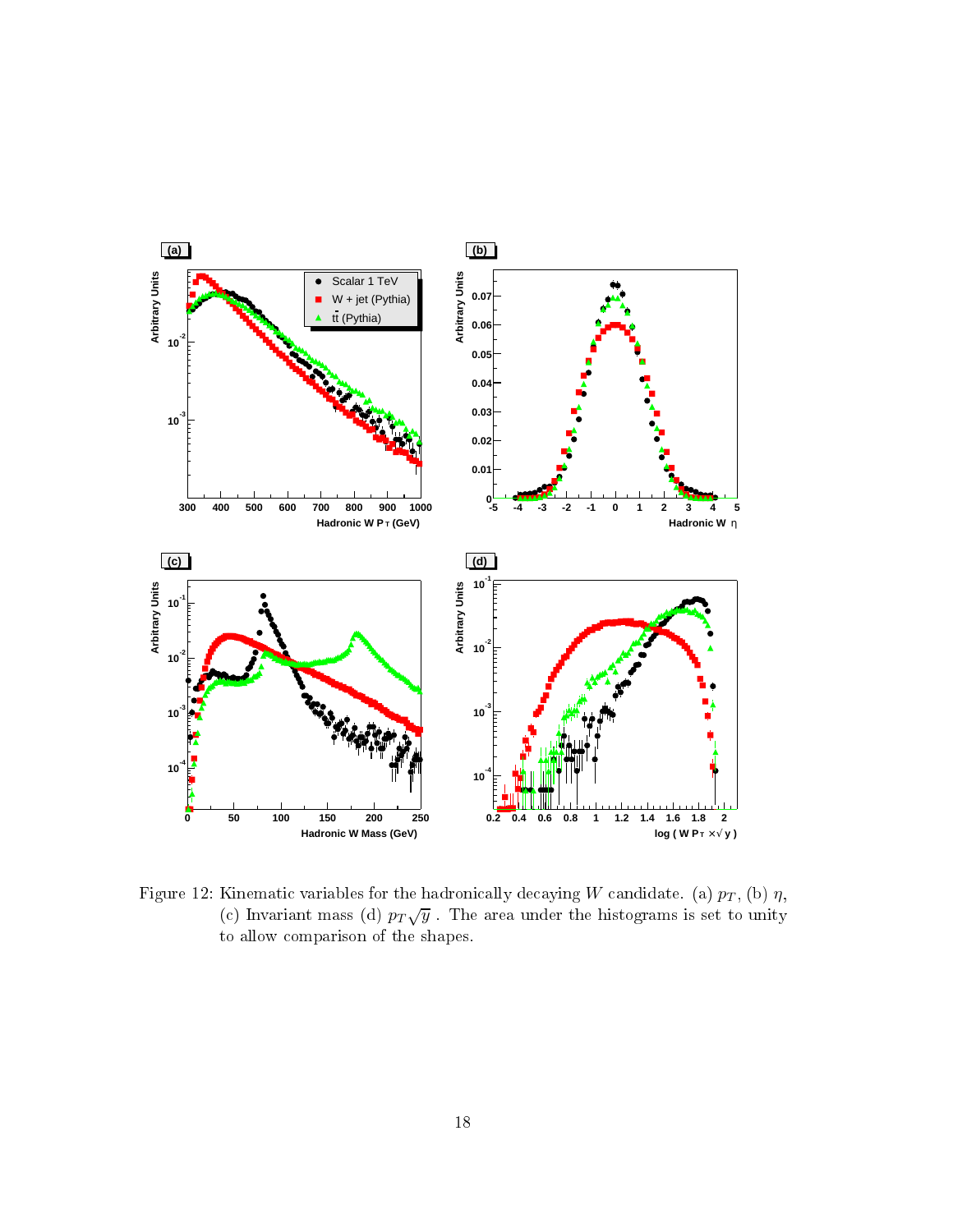Figure 12: Kinematic variables for the hadronically decaying $W$ candidate. (a) $p_T$, (b) $\eta$, (c) Invariant mass (d) $p_T\sqrt{y}$ . The area under the histograms is set to unity to allow comparison of the shapes.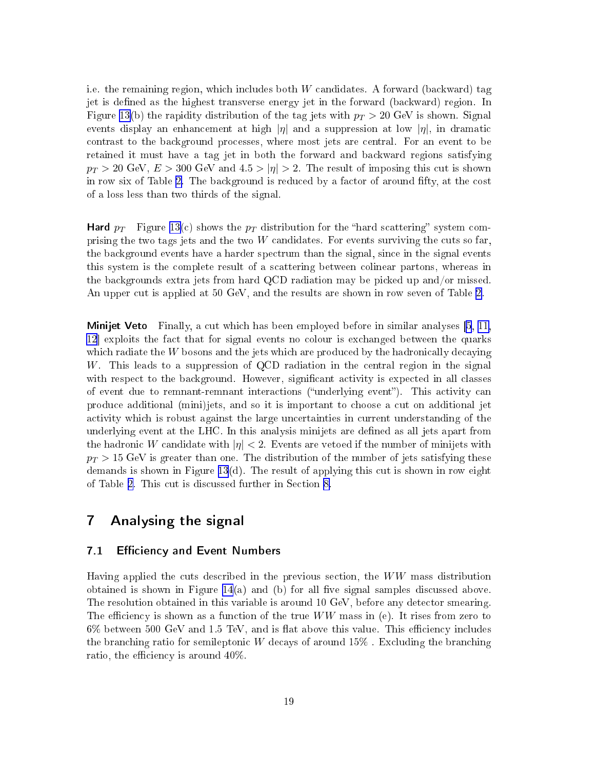i.e. the remaining region, which includes both $W$ candidates. A forward (backward) tag jet is defined as the highest transverse energy jet in the forward (backward) region. In Figure 13(b) the rapidity distribution of the tag jets with $p_T > 20$ GeV is shown. Signal events display an enhancement at high $|\eta|$ and a suppression at low $|\eta|$, in dramatic contrast to the background processes, where most jets are central. For an event to be retained it must have a tag jet in both the forward and backward regions satisfying $p_T > 20$ GeV, $E > 300$ GeV and $4.5 > |\eta| > 2$. The result of imposing this cut is shown in row six of Table 2. The background is reduced by a factor of around fifty, at the cost of a loss less than two thirds of the signal.

**Hard $p_T$** Figure 13(c) shows the $p_T$ distribution for the "hard scattering" system comprising the two tags jets and the two $W$ candidates. For events surviving the cuts so far, the background events have a harder spectrum than the signal, since in the signal events this system is the complete result of a scattering between colinear partons, whereas in the backgrounds extra jets from hard QCD radiation may be picked up and/or missed. An upper cut is applied at 50 GeV, and the results are shown in row seven of Table 2.

**Minijet Veto** Finally, a cut which has been employed before in similar analyses [5, 11, 12] exploits the fact that for signal events no colour is exchanged between the quarks which radiate the $W$ bosons and the jets which are produced by the hadronically decaying $W$. This leads to a suppression of QCD radiation in the central region in the signal with respect to the background. However, significant activity is expected in all classes of event due to remnant-remnant interactions ("underlying event"). This activity can produce additional (mini)jets, and so it is important to choose a cut on additional jet activity which is robust against the large uncertainties in current understanding of the underlying event at the LHC. In this analysis minijets are defined as all jets apart from the hadronic $W$ candidate with $|\eta| < 2$. Events are vetoed if the number of minijets with $p_T > 15$ GeV is greater than one. The distribution of the number of jets satisfying these demands is shown in Figure 13(d). The result of applying this cut is shown in row eight of Table 2. This cut is discussed further in Section 8.

# 7 Analysing the signal

## 7.1 Efficiency and Event Numbers

Having applied the cuts described in the previous section, the $WW$ mass distribution obtained is shown in Figure 14(a) and (b) for all five signal samples discussed above. The resolution obtained in this variable is around 10 GeV, before any detector smearing. The efficiency is shown as a function of the true $WW$ mass in (e). It rises from zero to 6% between 500 GeV and 1.5 TeV, and is flat above this value. This efficiency includes the branching ratio for semileptonic $W$ decays of around 15% . Excluding the branching ratio, the efficiency is around 40%.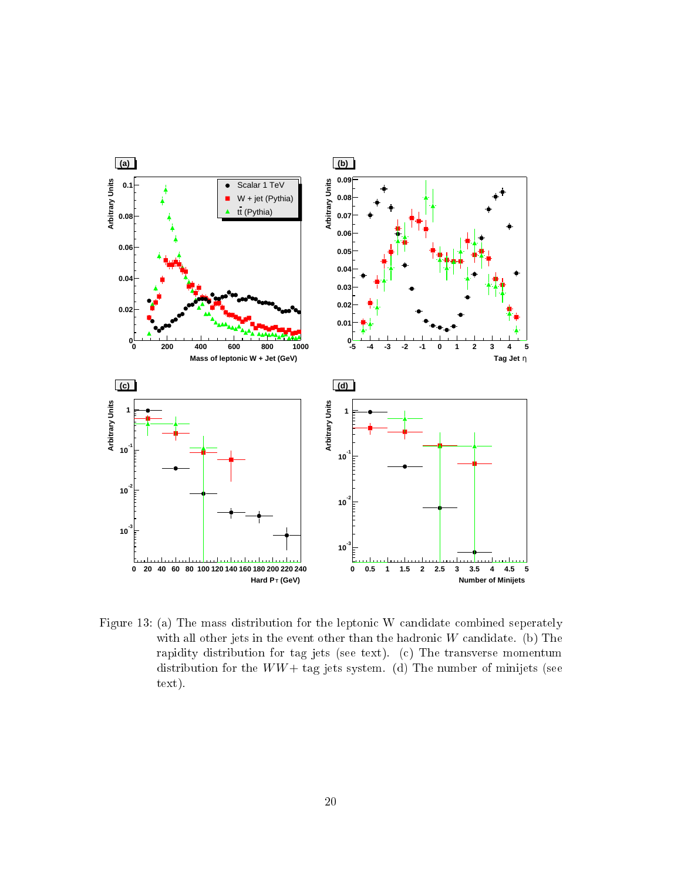Figure 13: (a) The mass distribution for the leptonic W candidate combined seperately with all other jets in the event other than the hadronic $W$ candidate. (b) The rapidity distribution for tag jets (see text). (c) The transverse momentum distribution for the $WW+$ tag jets system. (d) The number of minijets (see text).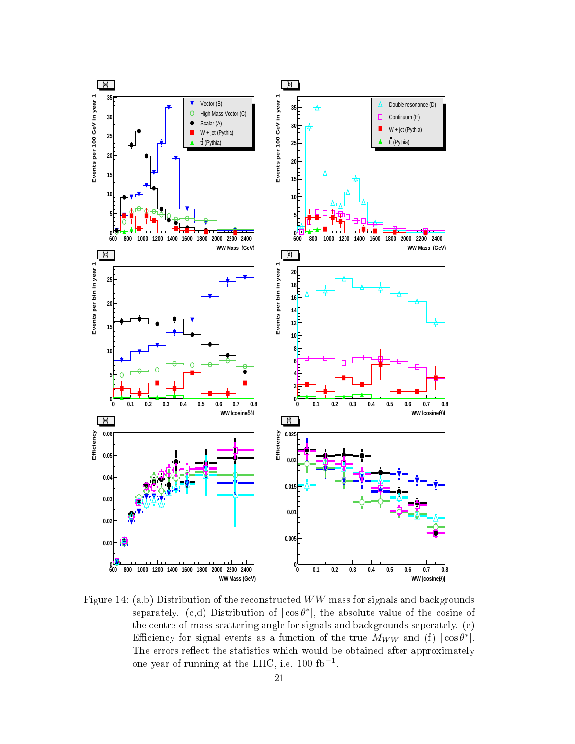Figure 14: (a,b) Distribution of the reconstructed $WW$ mass for signals and backgrounds separately. (c,d) Distribution of $|\cos\theta^*|$, the absolute value of the cosine of the centre-of-mass scattering angle for signals and backgrounds seperately. (e) Efficiency for signal events as a function of the true $M_{WW}$ and (f) $|\cos\theta^*|$. The errors reflect the statistics which would be obtained after approximately one year of running at the LHC, i.e. 100 fb$^{-1}$.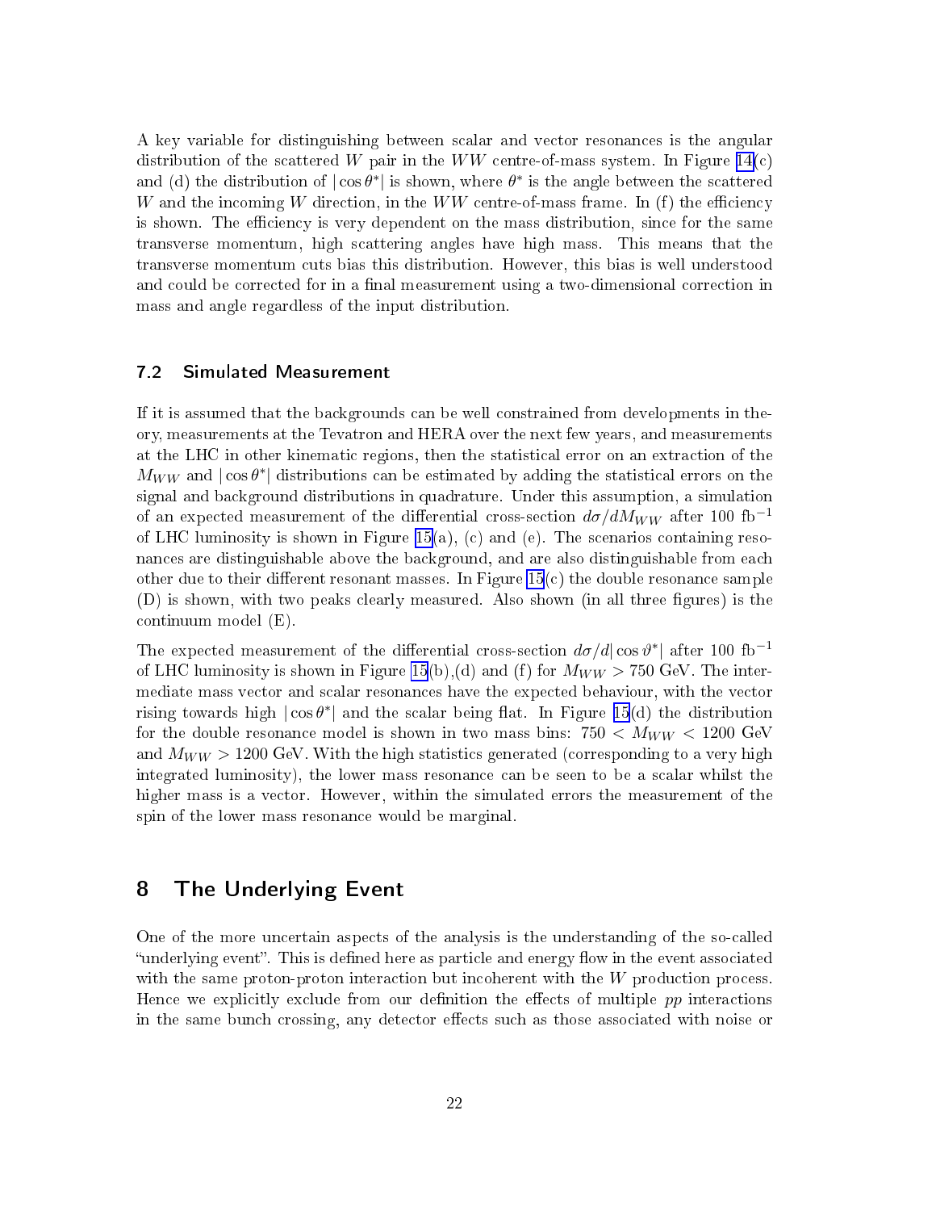A key variable for distinguishing between scalar and vector resonances is the angular distribution of the scattered $W$ pair in the $WW$ centre-of-mass system. In Figure 14(c) and (d) the distribution of $|\cos\theta^*|$ is shown, where $\theta^*$ is the angle between the scattered $W$ and the incoming $W$ direction, in the $WW$ centre-of-mass frame. In (f) the efficiency is shown. The efficiency is very dependent on the mass distribution, since for the same transverse momentum, high scattering angles have high mass. This means that the transverse momentum cuts bias this distribution. However, this bias is well understood and could be corrected for in a final measurement using a two-dimensional correction in mass and angle regardless of the input distribution.

### 7.2 Simulated Measurement

If it is assumed that the backgrounds can be well constrained from developments in theory, measurements at the Tevatron and HERA over the next few years, and measurements at the LHC in other kinematic regions, then the statistical error on an extraction of the $M_{WW}$ and $|\cos\theta^*|$ distributions can be estimated by adding the statistical errors on the signal and background distributions in quadrature. Under this assumption, a simulation of an expected measurement of the differential cross-section $d\sigma/dM_{WW}$ after 100 fb$^{-1}$ of LHC luminosity is shown in Figure 15(a), (c) and (e). The scenarios containing resonances are distinguishable above the background, and are also distinguishable from each other due to their different resonant masses. In Figure 15(c) the double resonance sample (D) is shown, with two peaks clearly measured. Also shown (in all three figures) is the continuum model (E).

The expected measurement of the differential cross-section $d\sigma/d|\cos\vartheta^*|$ after 100 fb$^{-1}$ of LHC luminosity is shown in Figure 15(b),(d) and (f) for $M_{WW} > 750$ GeV. The intermediate mass vector and scalar resonances have the expected behaviour, with the vector rising towards high $|\cos\theta^*|$ and the scalar being flat. In Figure 15(d) the distribution for the double resonance model is shown in two mass bins: $750 < M_{WW} < 1200$ GeV and $M_{WW} > 1200$ GeV. With the high statistics generated (corresponding to a very high integrated luminosity), the lower mass resonance can be seen to be a scalar whilst the higher mass is a vector. However, within the simulated errors the measurement of the spin of the lower mass resonance would be marginal.

## 8 The Underlying Event

One of the more uncertain aspects of the analysis is the understanding of the so-called "underlying event". This is defined here as particle and energy flow in the event associated with the same proton-proton interaction but incoherent with the $W$ production process. Hence we explicitly exclude from our definition the effects of multiple $pp$ interactions in the same bunch crossing, any detector effects such as those associated with noise or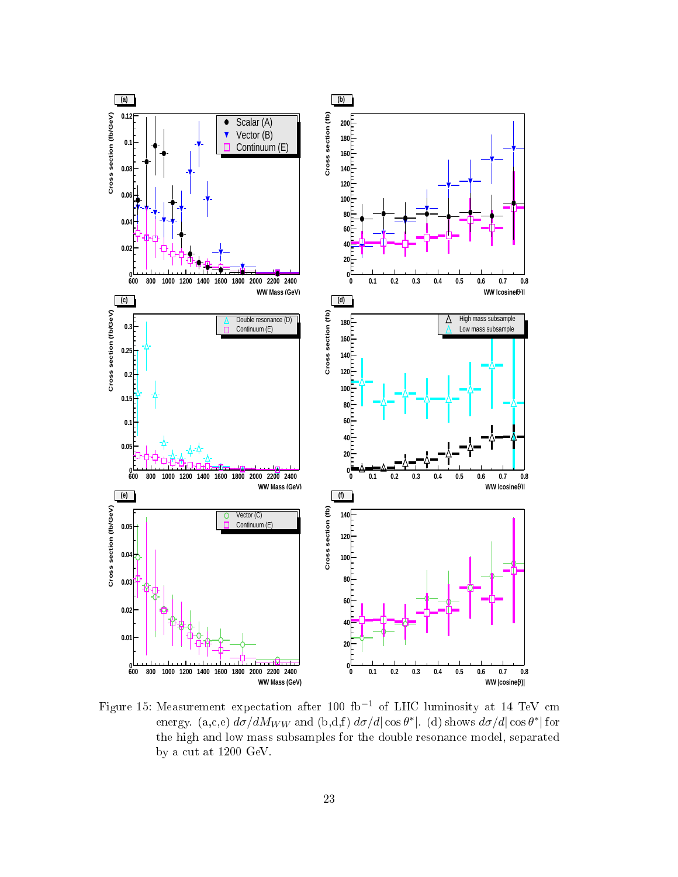Figure 15: Measurement expectation after 100 fb$^{-1}$ of LHC luminosity at 14 TeV cm energy. (a,c,e) $d\sigma/dM_{WW}$ and (b,d,f) $d\sigma/d|\cos\theta^*|$. (d) shows $d\sigma/d|\cos\theta^*|$ for the high and low mass subsamples for the double resonance model, separated by a cut at 1200 GeV.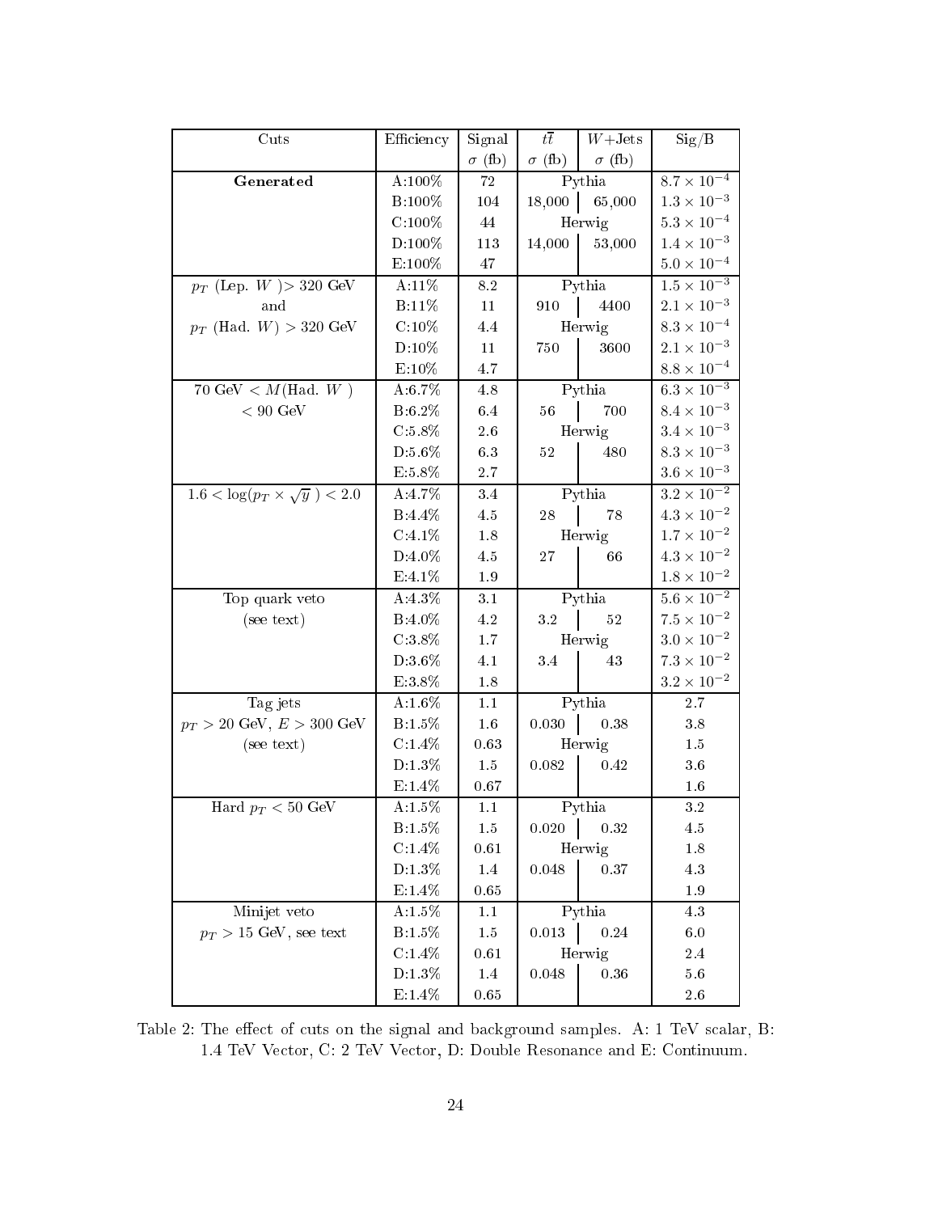| Cuts | Efficiency | Signal | $t\bar{t}$ | $W$+Jets | Sig/B |
|---|---|---|---|---|---|
| | | $\sigma$ (fb) | $\sigma$ (fb) | $\sigma$ (fb) | |
| **Generated** | A:100% | 72 | Pythia | | $8.7 \times 10^{-4}$ |
| | B:100% | 104 | 18,000 | 65,000 | $1.3 \times 10^{-3}$ |
| | C:100% | 44 | Herwig | | $5.3 \times 10^{-4}$ |
| | D:100% | 113 | 14,000 | 53,000 | $1.4 \times 10^{-3}$ |
| | E:100% | 47 | | | $5.0 \times 10^{-4}$ |
| $p_T$ (Lep. $W$ )> 320 GeV | A:11% | 8.2 | Pythia | | $1.5 \times 10^{-3}$ |
| and | B:11% | 11 | 910 | 4400 | $2.1 \times 10^{-3}$ |
| $p_T$ (Had. $W$) > 320 GeV | C:10% | 4.4 | Herwig | | $8.3 \times 10^{-4}$ |
| | D:10% | 11 | 750 | 3600 | $2.1 \times 10^{-3}$ |
| | E:10% | 4.7 | | | $8.8 \times 10^{-4}$ |
| 70 GeV < $M$(Had. $W$ ) | A:6.7% | 4.8 | Pythia | | $6.3 \times 10^{-3}$ |
| < 90 GeV | B:6.2% | 6.4 | 56 | 700 | $8.4 \times 10^{-3}$ |
| | C:5.8% | 2.6 | Herwig | | $3.4 \times 10^{-3}$ |
| | D:5.6% | 6.3 | 52 | 480 | $8.3 \times 10^{-3}$ |
| | E:5.8% | 2.7 | | | $3.6 \times 10^{-3}$ |
| $1.6 < \log(p_T \times \sqrt{y}\ ) < 2.0$ | A:4.7% | 3.4 | Pythia | | $3.2 \times 10^{-2}$ |
| | B:4.4% | 4.5 | 28 | 78 | $4.3 \times 10^{-2}$ |
| | C:4.1% | 1.8 | Herwig | | $1.7 \times 10^{-2}$ |
| | D:4.0% | 4.5 | 27 | 66 | $4.3 \times 10^{-2}$ |
| | E:4.1% | 1.9 | | | $1.8 \times 10^{-2}$ |
| Top quark veto | A:4.3% | 3.1 | Pythia | | $5.6 \times 10^{-2}$ |
| (see text) | B:4.0% | 4.2 | 3.2 | 52 | $7.5 \times 10^{-2}$ |
| | C:3.8% | 1.7 | Herwig | | $3.0 \times 10^{-2}$ |
| | D:3.6% | 4.1 | 3.4 | 43 | $7.3 \times 10^{-2}$ |
| | E:3.8% | 1.8 | | | $3.2 \times 10^{-2}$ |
| Tag jets | A:1.6% | 1.1 | Pythia | | 2.7 |
| $p_T > 20$ GeV, $E > 300$ GeV | B:1.5% | 1.6 | 0.030 | 0.38 | 3.8 |
| (see text) | C:1.4% | 0.63 | Herwig | | 1.5 |
| | D:1.3% | 1.5 | 0.082 | 0.42 | 3.6 |
| | E:1.4% | 0.67 | | | 1.6 |
| Hard $p_T < 50$ GeV | A:1.5% | 1.1 | Pythia | | 3.2 |
| | B:1.5% | 1.5 | 0.020 | 0.32 | 4.5 |
| | C:1.4% | 0.61 | Herwig | | 1.8 |
| | D:1.3% | 1.4 | 0.048 | 0.37 | 4.3 |
| | E:1.4% | 0.65 | | | 1.9 |
| Minijet veto | A:1.5% | 1.1 | Pythia | | 4.3 |
| $p_T > 15$ GeV, see text | B:1.5% | 1.5 | 0.013 | 0.24 | 6.0 |
| | C:1.4% | 0.61 | Herwig | | 2.4 |
| | D:1.3% | 1.4 | 0.048 | 0.36 | 5.6 |
| | E:1.4% | 0.65 | | | 2.6 |

Table 2: The effect of cuts on the signal and background samples. A: 1 TeV scalar, B: 1.4 TeV Vector, C: 2 TeV Vector, D: Double Resonance and E: Continuum.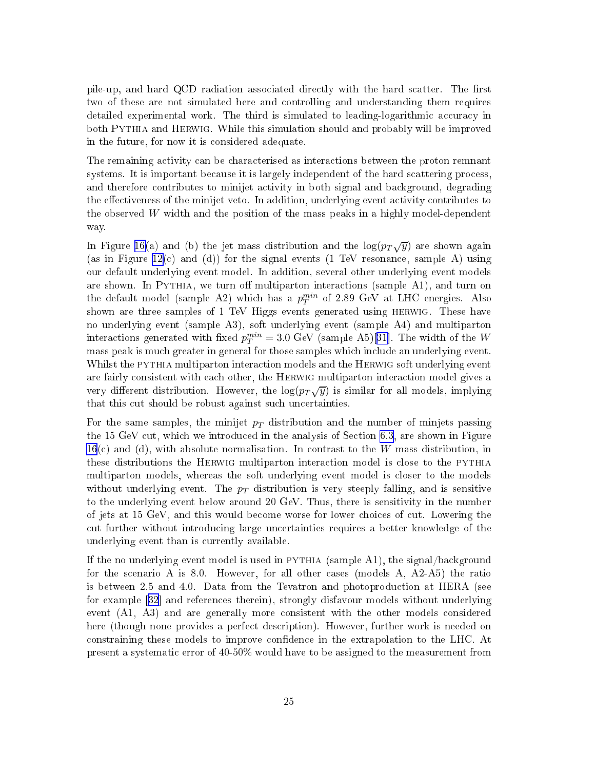pile-up, and hard QCD radiation associated directly with the hard scatter. The first two of these are not simulated here and controlling and understanding them requires detailed experimental work. The third is simulated to leading-logarithmic accuracy in both Pythia and Herwig. While this simulation should and probably will be improved in the future, for now it is considered adequate.

The remaining activity can be characterised as interactions between the proton remnant systems. It is important because it is largely independent of the hard scattering process, and therefore contributes to minijet activity in both signal and background, degrading the effectiveness of the minijet veto. In addition, underlying event activity contributes to the observed $W$ width and the position of the mass peaks in a highly model-dependent way.

In Figure 16(a) and (b) the jet mass distribution and the $\log(p_T\sqrt{y})$ are shown again (as in Figure 12(c) and (d)) for the signal events (1 TeV resonance, sample A) using our default underlying event model. In addition, several other underlying event models are shown. In Pythia, we turn off multiparton interactions (sample A1), and turn on the default model (sample A2) which has a $p_T^{min}$ of 2.89 GeV at LHC energies. Also shown are three samples of 1 TeV Higgs events generated using herwig. These have no underlying event (sample A3), soft underlying event (sample A4) and multiparton interactions generated with fixed $p_T^{min} = 3.0$ GeV (sample A5)[31]. The width of the $W$ mass peak is much greater in general for those samples which include an underlying event. Whilst the pythia multiparton interaction models and the Herwig soft underlying event are fairly consistent with each other, the Herwig multiparton interaction model gives a very different distribution. However, the $\log(p_T\sqrt{y})$ is similar for all models, implying that this cut should be robust against such uncertainties.

For the same samples, the minijet $p_T$ distribution and the number of minjets passing the 15 GeV cut, which we introduced in the analysis of Section 6.3, are shown in Figure 16(c) and (d), with absolute normalisation. In contrast to the $W$ mass distribution, in these distributions the Herwig multiparton interaction model is close to the pythia multiparton models, whereas the soft underlying event model is closer to the models without underlying event. The $p_T$ distribution is very steeply falling, and is sensitive to the underlying event below around 20 GeV. Thus, there is sensitivity in the number of jets at 15 GeV, and this would become worse for lower choices of cut. Lowering the cut further without introducing large uncertainties requires a better knowledge of the underlying event than is currently available.

If the no underlying event model is used in pythia (sample A1), the signal/background for the scenario A is 8.0. However, for all other cases (models A, A2-A5) the ratio is between 2.5 and 4.0. Data from the Tevatron and photoproduction at HERA (see for example [32] and references therein), strongly disfavour models without underlying event (A1, A3) and are generally more consistent with the other models considered here (though none provides a perfect description). However, further work is needed on constraining these models to improve confidence in the extrapolation to the LHC. At present a systematic error of 40-50% would have to be assigned to the measurement from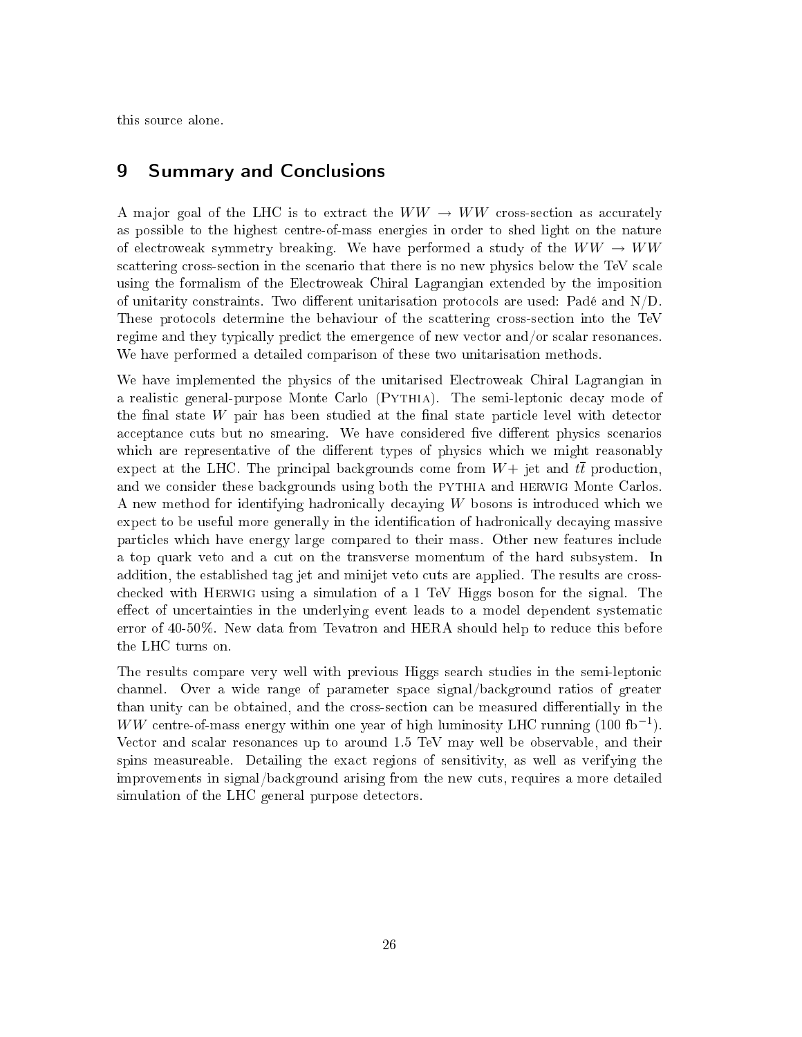this source alone.

## 9 Summary and Conclusions

A major goal of the LHC is to extract the $WW \to WW$ cross-section as accurately as possible to the highest centre-of-mass energies in order to shed light on the nature of electroweak symmetry breaking. We have performed a study of the $WW \to WW$ scattering cross-section in the scenario that there is no new physics below the TeV scale using the formalism of the Electroweak Chiral Lagrangian extended by the imposition of unitarity constraints. Two different unitarisation protocols are used: Padé and N/D. These protocols determine the behaviour of the scattering cross-section into the TeV regime and they typically predict the emergence of new vector and/or scalar resonances. We have performed a detailed comparison of these two unitarisation methods.

We have implemented the physics of the unitarised Electroweak Chiral Lagrangian in a realistic general-purpose Monte Carlo (Pythia). The semi-leptonic decay mode of the final state $W$ pair has been studied at the final state particle level with detector acceptance cuts but no smearing. We have considered five different physics scenarios which are representative of the different types of physics which we might reasonably expect at the LHC. The principal backgrounds come from $W+$ jet and $t\bar{t}$ production, and we consider these backgrounds using both the pythia and herwig Monte Carlos. A new method for identifying hadronically decaying $W$ bosons is introduced which we expect to be useful more generally in the identification of hadronically decaying massive particles which have energy large compared to their mass. Other new features include a top quark veto and a cut on the transverse momentum of the hard subsystem. In addition, the established tag jet and minijet veto cuts are applied. The results are cross-checked with Herwig using a simulation of a 1 TeV Higgs boson for the signal. The effect of uncertainties in the underlying event leads to a model dependent systematic error of 40-50%. New data from Tevatron and HERA should help to reduce this before the LHC turns on.

The results compare very well with previous Higgs search studies in the semi-leptonic channel. Over a wide range of parameter space signal/background ratios of greater than unity can be obtained, and the cross-section can be measured differentially in the $WW$ centre-of-mass energy within one year of high luminosity LHC running (100 fb$^{-1}$). Vector and scalar resonances up to around 1.5 TeV may well be observable, and their spins measureable. Detailing the exact regions of sensitivity, as well as verifying the improvements in signal/background arising from the new cuts, requires a more detailed simulation of the LHC general purpose detectors.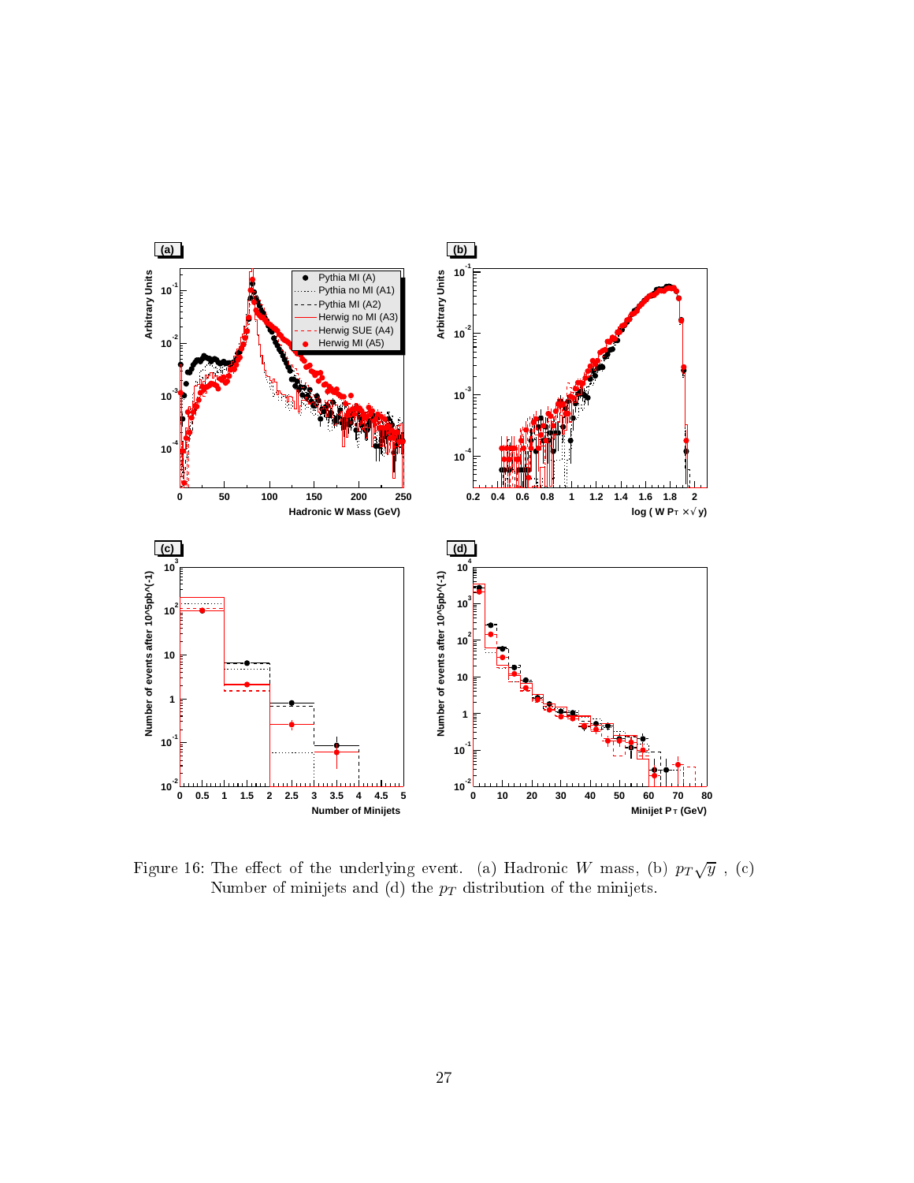Figure 16: The effect of the underlying event. (a) Hadronic $W$ mass, (b) $p_T\sqrt{y}$ , (c) Number of minijets and (d) the $p_T$ distribution of the minijets.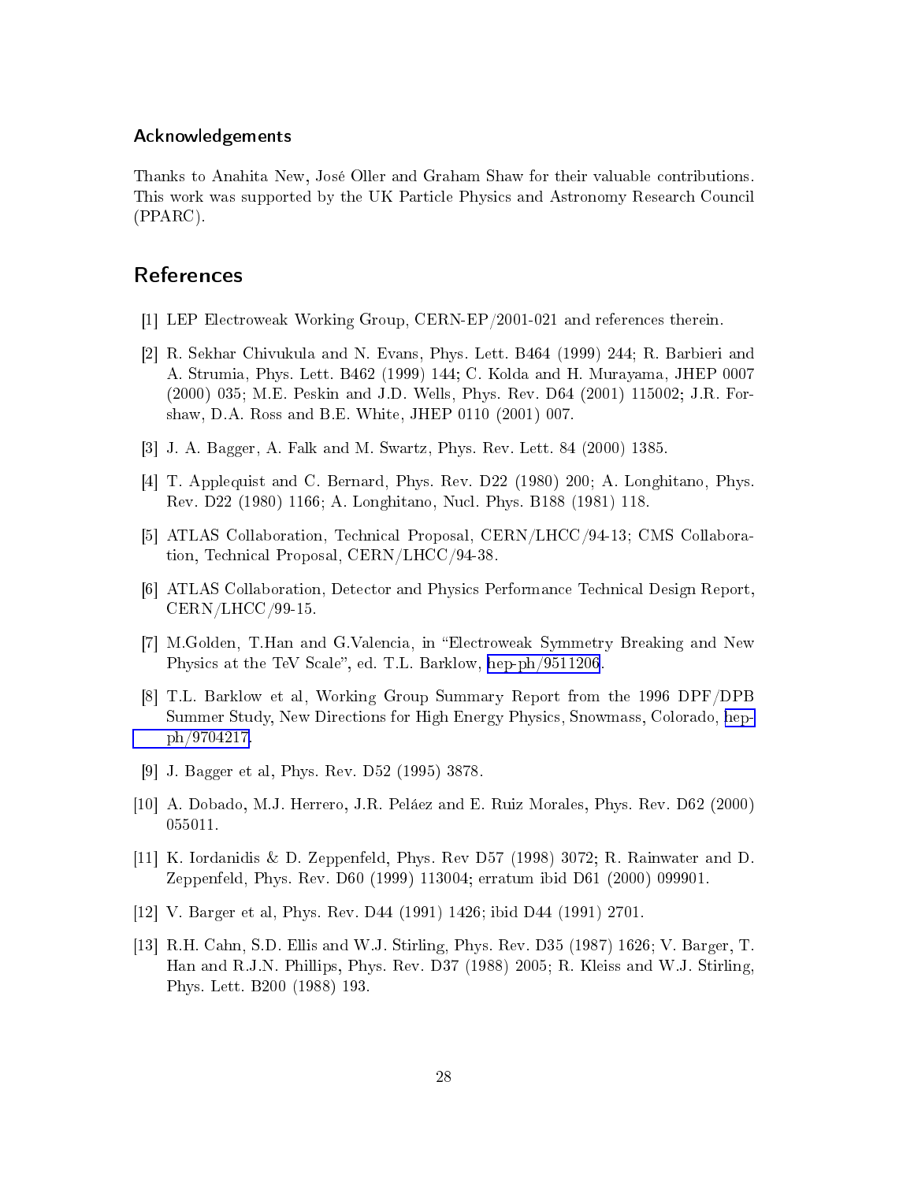## Acknowledgements

Thanks to Anahita New, José Oller and Graham Shaw for their valuable contributions. This work was supported by the UK Particle Physics and Astronomy Research Council (PPARC).

## References

[1] LEP Electroweak Working Group, CERN-EP/2001-021 and references therein.

[2] R. Sekhar Chivukula and N. Evans, Phys. Lett. B464 (1999) 244; R. Barbieri and A. Strumia, Phys. Lett. B462 (1999) 144; C. Kolda and H. Murayama, JHEP 0007 (2000) 035; M.E. Peskin and J.D. Wells, Phys. Rev. D64 (2001) 115002; J.R. Forshaw, D.A. Ross and B.E. White, JHEP 0110 (2001) 007.

[3] J. A. Bagger, A. Falk and M. Swartz, Phys. Rev. Lett. 84 (2000) 1385.

[4] T. Applequist and C. Bernard, Phys. Rev. D22 (1980) 200; A. Longhitano, Phys. Rev. D22 (1980) 1166; A. Longhitano, Nucl. Phys. B188 (1981) 118.

[5] ATLAS Collaboration, Technical Proposal, CERN/LHCC/94-13; CMS Collaboration, Technical Proposal, CERN/LHCC/94-38.

[6] ATLAS Collaboration, Detector and Physics Performance Technical Design Report, CERN/LHCC/99-15.

[7] M.Golden, T.Han and G.Valencia, in "Electroweak Symmetry Breaking and New Physics at the TeV Scale", ed. T.L. Barklow, hep-ph/9511206.

[8] T.L. Barklow et al, Working Group Summary Report from the 1996 DPF/DPB Summer Study, New Directions for High Energy Physics, Snowmass, Colorado, hep-ph/9704217.

[9] J. Bagger et al, Phys. Rev. D52 (1995) 3878.

[10] A. Dobado, M.J. Herrero, J.R. Peláez and E. Ruiz Morales, Phys. Rev. D62 (2000) 055011.

[11] K. Iordanidis & D. Zeppenfeld, Phys. Rev D57 (1998) 3072; R. Rainwater and D. Zeppenfeld, Phys. Rev. D60 (1999) 113004; erratum ibid D61 (2000) 099901.

[12] V. Barger et al, Phys. Rev. D44 (1991) 1426; ibid D44 (1991) 2701.

[13] R.H. Cahn, S.D. Ellis and W.J. Stirling, Phys. Rev. D35 (1987) 1626; V. Barger, T. Han and R.J.N. Phillips, Phys. Rev. D37 (1988) 2005; R. Kleiss and W.J. Stirling, Phys. Lett. B200 (1988) 193.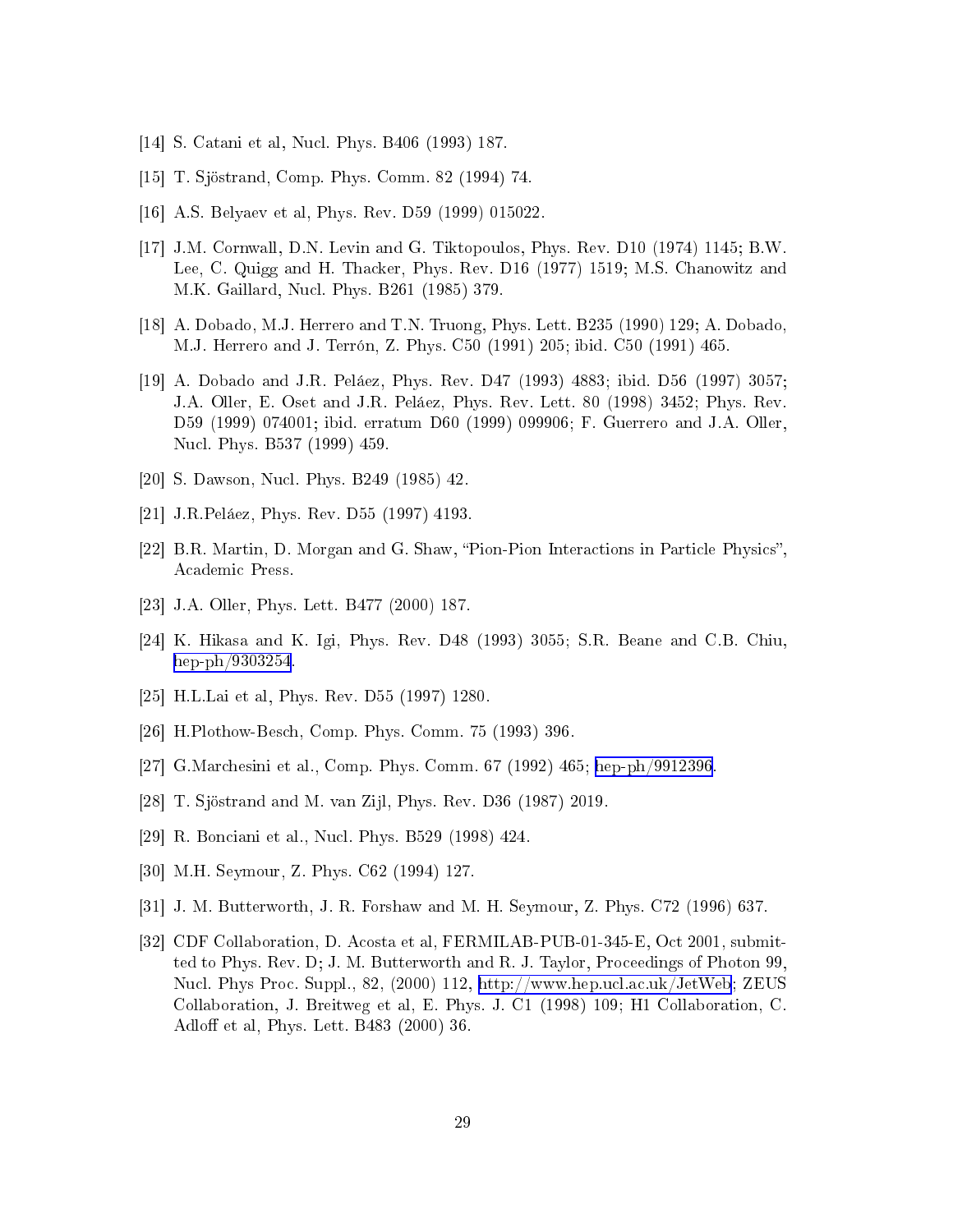[14] S. Catani et al, Nucl. Phys. B406 (1993) 187.

[15] T. Sjöstrand, Comp. Phys. Comm. 82 (1994) 74.

[16] A.S. Belyaev et al, Phys. Rev. D59 (1999) 015022.

[17] J.M. Cornwall, D.N. Levin and G. Tiktopoulos, Phys. Rev. D10 (1974) 1145; B.W. Lee, C. Quigg and H. Thacker, Phys. Rev. D16 (1977) 1519; M.S. Chanowitz and M.K. Gaillard, Nucl. Phys. B261 (1985) 379.

[18] A. Dobado, M.J. Herrero and T.N. Truong, Phys. Lett. B235 (1990) 129; A. Dobado, M.J. Herrero and J. Terrón, Z. Phys. C50 (1991) 205; ibid. C50 (1991) 465.

[19] A. Dobado and J.R. Peláez, Phys. Rev. D47 (1993) 4883; ibid. D56 (1997) 3057; J.A. Oller, E. Oset and J.R. Peláez, Phys. Rev. Lett. 80 (1998) 3452; Phys. Rev. D59 (1999) 074001; ibid. erratum D60 (1999) 099906; F. Guerrero and J.A. Oller, Nucl. Phys. B537 (1999) 459.

[20] S. Dawson, Nucl. Phys. B249 (1985) 42.

[21] J.R.Peláez, Phys. Rev. D55 (1997) 4193.

[22] B.R. Martin, D. Morgan and G. Shaw, "Pion-Pion Interactions in Particle Physics", Academic Press.

[23] J.A. Oller, Phys. Lett. B477 (2000) 187.

[24] K. Hikasa and K. Igi, Phys. Rev. D48 (1993) 3055; S.R. Beane and C.B. Chiu, hep-ph/9303254.

[25] H.L.Lai et al, Phys. Rev. D55 (1997) 1280.

[26] H.Plothow-Besch, Comp. Phys. Comm. 75 (1993) 396.

[27] G.Marchesini et al., Comp. Phys. Comm. 67 (1992) 465; hep-ph/9912396.

[28] T. Sjöstrand and M. van Zijl, Phys. Rev. D36 (1987) 2019.

[29] R. Bonciani et al., Nucl. Phys. B529 (1998) 424.

[30] M.H. Seymour, Z. Phys. C62 (1994) 127.

[31] J. M. Butterworth, J. R. Forshaw and M. H. Seymour, Z. Phys. C72 (1996) 637.

[32] CDF Collaboration, D. Acosta et al, FERMILAB-PUB-01-345-E, Oct 2001, submitted to Phys. Rev. D; J. M. Butterworth and R. J. Taylor, Proceedings of Photon 99, Nucl. Phys Proc. Suppl., 82, (2000) 112, http://www.hep.ucl.ac.uk/JetWeb; ZEUS Collaboration, J. Breitweg et al, E. Phys. J. C1 (1998) 109; H1 Collaboration, C. Adloff et al, Phys. Lett. B483 (2000) 36.